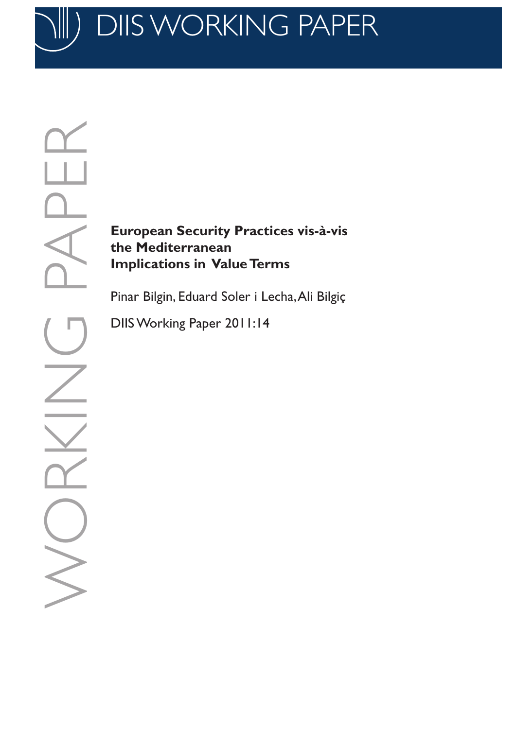# DIIS WORKING PAPER

WORKING PAPER

**European Security Practices vis-à-vis the Mediterranean Implications in Value Terms**

Pinar Bilgin, Eduard Soler i Lecha, Ali Bilgiç

DIIS Working Paper 2011:14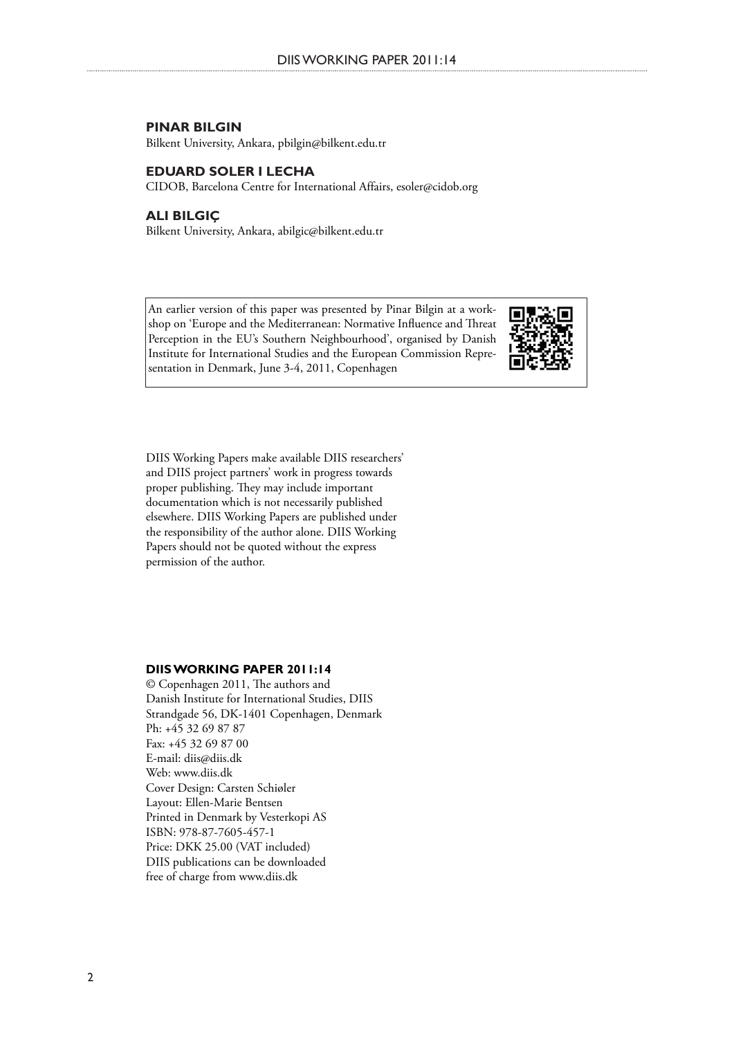**PINAR BILGIN**
Bilkent University, Ankara, pbilgin@bilkent.edu.tr

**EDUARD SOLER I LECHA**
CIDOB, Barcelona Centre for International Affairs, esoler@cidob.org

**ALI BILGIÇ**
Bilkent University, Ankara, abilgic@bilkent.edu.tr

An earlier version of this paper was presented by Pinar Bilgin at a workshop on 'Europe and the Mediterranean: Normative Influence and Threat Perception in the EU's Southern Neighbourhood', organised by Danish Institute for International Studies and the European Commission Representation in Denmark, June 3-4, 2011, Copenhagen

DIIS Working Papers make available DIIS researchers' and DIIS project partners' work in progress towards proper publishing. They may include important documentation which is not necessarily published elsewhere. DIIS Working Papers are published under the responsibility of the author alone. DIIS Working Papers should not be quoted without the express permission of the author.

**DIIS WORKING PAPER 2011:14**
© Copenhagen 2011, The authors and
Danish Institute for International Studies, DIIS
Strandgade 56, DK-1401 Copenhagen, Denmark
Ph: +45 32 69 87 87
Fax: +45 32 69 87 00
E-mail: diis@diis.dk
Web: www.diis.dk
Cover Design: Carsten Schiøler
Layout: Ellen-Marie Bentsen
Printed in Denmark by Vesterkopi AS
ISBN: 978-87-7605-457-1
Price: DKK 25.00 (VAT included)
DIIS publications can be downloaded
free of charge from www.diis.dk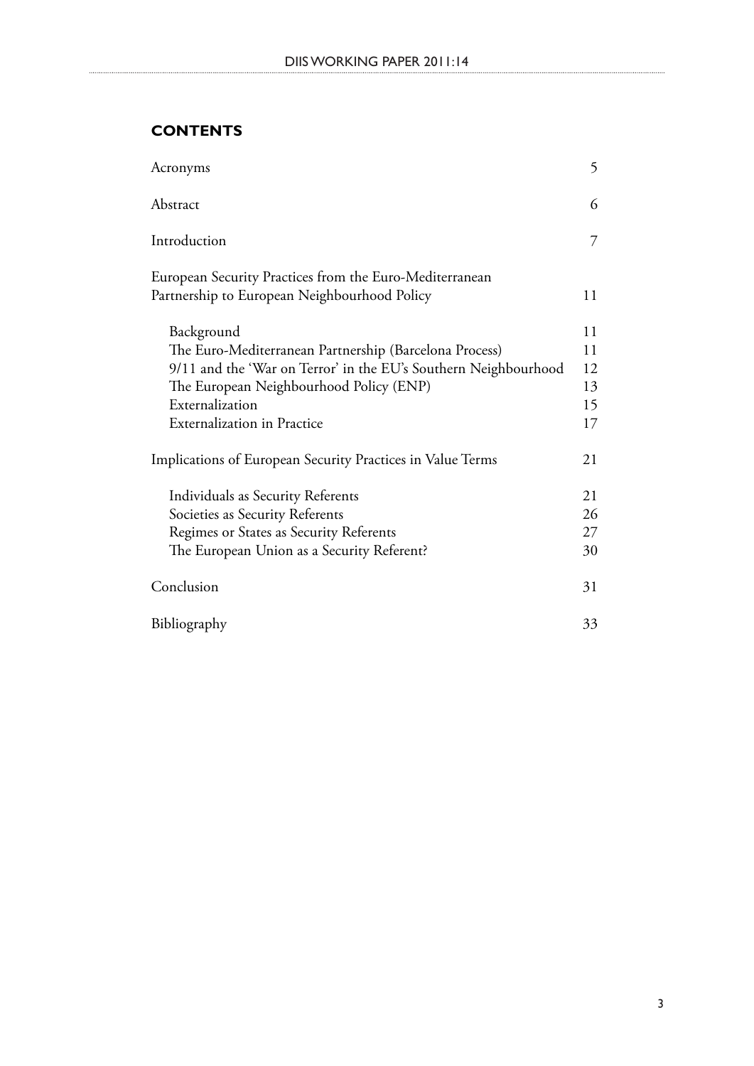## CONTENTS

| | |
|---|---|
| Acronyms | 5 |
| Abstract | 6 |
| Introduction | 7 |
| European Security Practices from the Euro-Mediterranean Partnership to European Neighbourhood Policy | 11 |
| Background | 11 |
| The Euro-Mediterranean Partnership (Barcelona Process) | 11 |
| 9/11 and the 'War on Terror' in the EU's Southern Neighbourhood | 12 |
| The European Neighbourhood Policy (ENP) | 13 |
| Externalization | 15 |
| Externalization in Practice | 17 |
| Implications of European Security Practices in Value Terms | 21 |
| Individuals as Security Referents | 21 |
| Societies as Security Referents | 26 |
| Regimes or States as Security Referents | 27 |
| The European Union as a Security Referent? | 30 |
| Conclusion | 31 |
| Bibliography | 33 |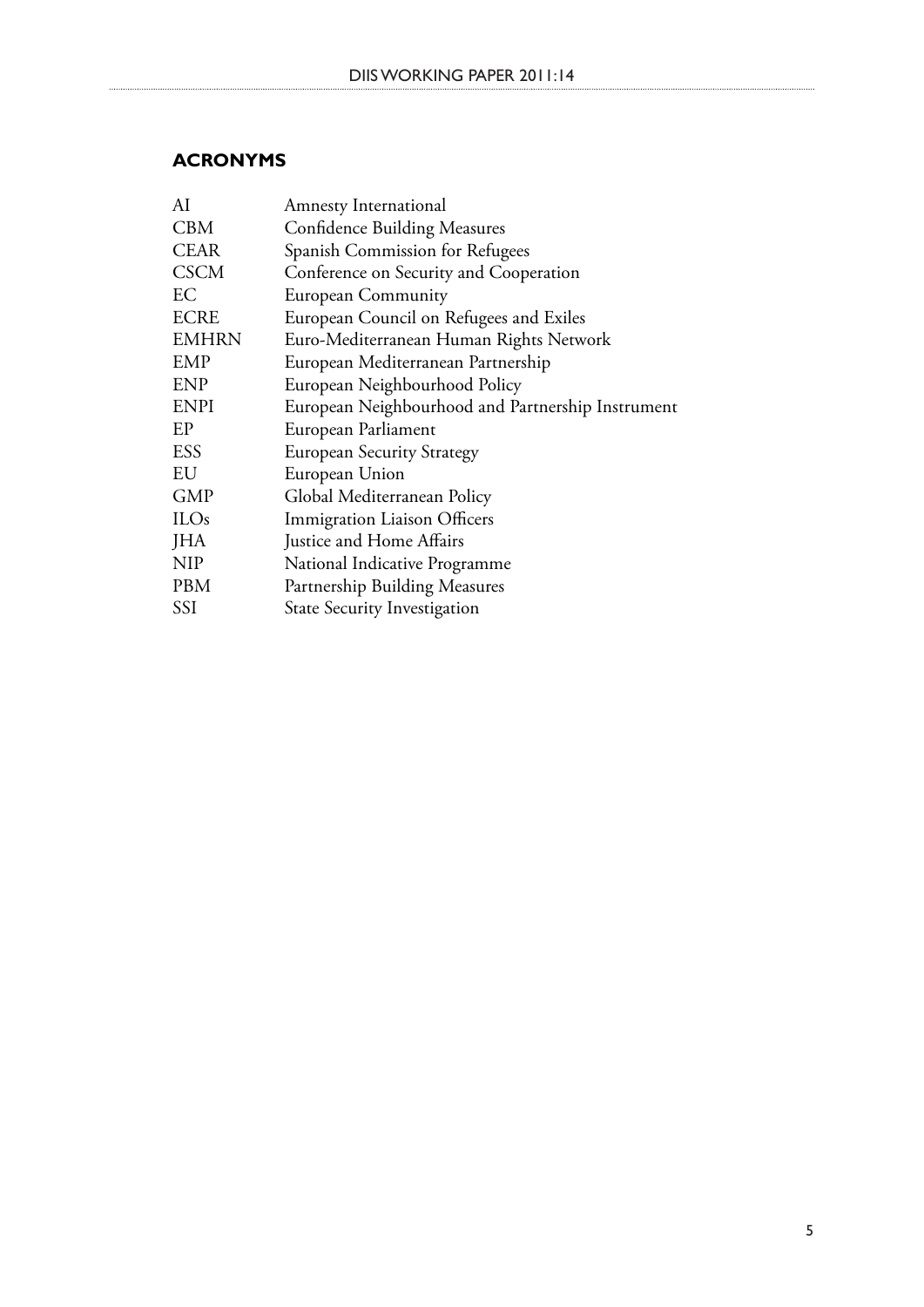## ACRONYMS

| | |
|---|---|
| AI | Amnesty International |
| CBM | Confidence Building Measures |
| CEAR | Spanish Commission for Refugees |
| CSCM | Conference on Security and Cooperation |
| EC | European Community |
| ECRE | European Council on Refugees and Exiles |
| EMHRN | Euro-Mediterranean Human Rights Network |
| EMP | European Mediterranean Partnership |
| ENP | European Neighbourhood Policy |
| ENPI | European Neighbourhood and Partnership Instrument |
| EP | European Parliament |
| ESS | European Security Strategy |
| EU | European Union |
| GMP | Global Mediterranean Policy |
| ILOs | Immigration Liaison Officers |
| JHA | Justice and Home Affairs |
| NIP | National Indicative Programme |
| PBM | Partnership Building Measures |
| SSI | State Security Investigation |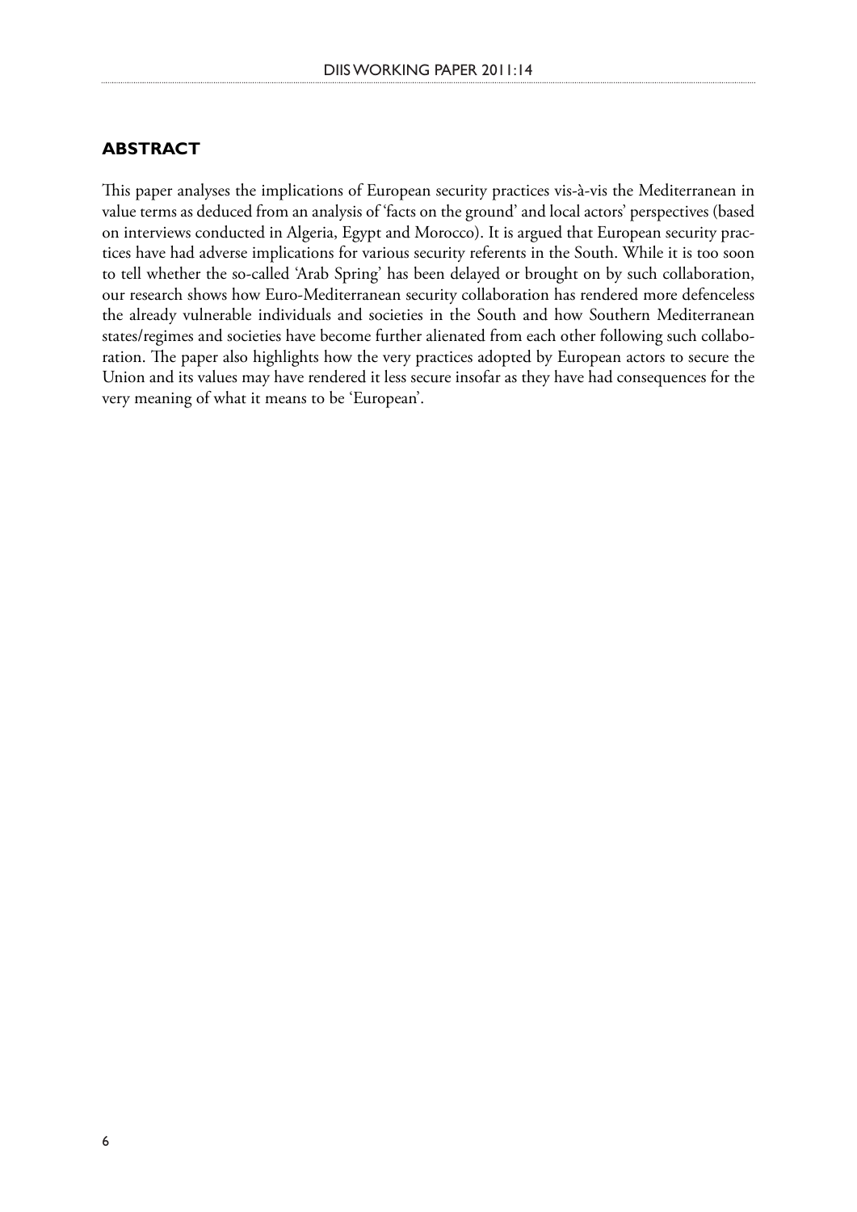## ABSTRACT

This paper analyses the implications of European security practices vis-à-vis the Mediterranean in value terms as deduced from an analysis of 'facts on the ground' and local actors' perspectives (based on interviews conducted in Algeria, Egypt and Morocco). It is argued that European security practices have had adverse implications for various security referents in the South. While it is too soon to tell whether the so-called 'Arab Spring' has been delayed or brought on by such collaboration, our research shows how Euro-Mediterranean security collaboration has rendered more defenceless the already vulnerable individuals and societies in the South and how Southern Mediterranean states/regimes and societies have become further alienated from each other following such collaboration. The paper also highlights how the very practices adopted by European actors to secure the Union and its values may have rendered it less secure insofar as they have had consequences for the very meaning of what it means to be 'European'.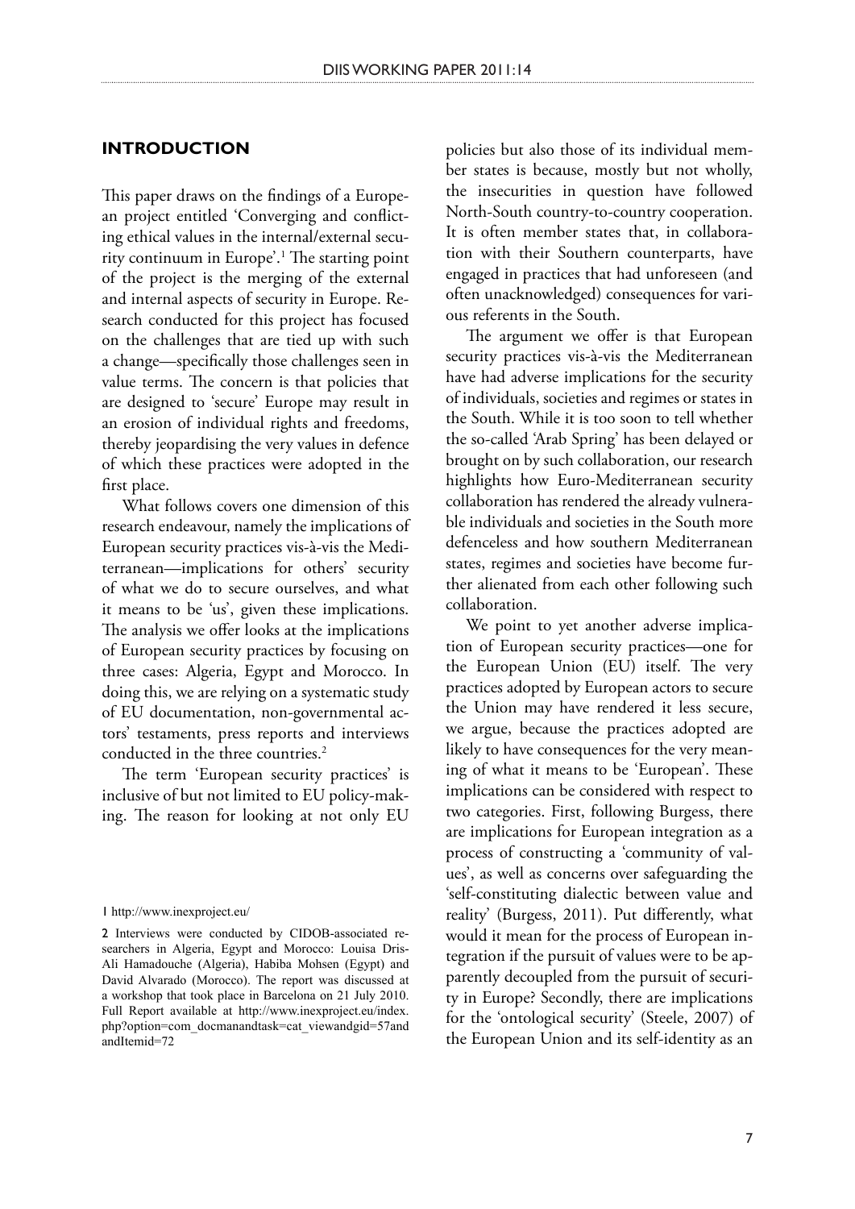## INTRODUCTION

This paper draws on the findings of a European project entitled 'Converging and conflicting ethical values in the internal/external security continuum in Europe'.[1] The starting point of the project is the merging of the external and internal aspects of security in Europe. Research conducted for this project has focused on the challenges that are tied up with such a change—specifically those challenges seen in value terms. The concern is that policies that are designed to 'secure' Europe may result in an erosion of individual rights and freedoms, thereby jeopardising the very values in defence of which these practices were adopted in the first place.

What follows covers one dimension of this research endeavour, namely the implications of European security practices vis-à-vis the Mediterranean—implications for others' security of what we do to secure ourselves, and what it means to be 'us', given these implications. The analysis we offer looks at the implications of European security practices by focusing on three cases: Algeria, Egypt and Morocco. In doing this, we are relying on a systematic study of EU documentation, non-governmental actors' testaments, press reports and interviews conducted in the three countries.[2]

The term 'European security practices' is inclusive of but not limited to EU policy-making. The reason for looking at not only EU policies but also those of its individual member states is because, mostly but not wholly, the insecurities in question have followed North-South country-to-country cooperation. It is often member states that, in collaboration with their Southern counterparts, have engaged in practices that had unforeseen (and often unacknowledged) consequences for various referents in the South.

The argument we offer is that European security practices vis-à-vis the Mediterranean have had adverse implications for the security of individuals, societies and regimes or states in the South. While it is too soon to tell whether the so-called 'Arab Spring' has been delayed or brought on by such collaboration, our research highlights how Euro-Mediterranean security collaboration has rendered the already vulnerable individuals and societies in the South more defenceless and how southern Mediterranean states, regimes and societies have become further alienated from each other following such collaboration.

We point to yet another adverse implication of European security practices—one for the European Union (EU) itself. The very practices adopted by European actors to secure the Union may have rendered it less secure, we argue, because the practices adopted are likely to have consequences for the very meaning of what it means to be 'European'. These implications can be considered with respect to two categories. First, following Burgess, there are implications for European integration as a process of constructing a 'community of values', as well as concerns over safeguarding the 'self-constituting dialectic between value and reality' (Burgess, 2011). Put differently, what would it mean for the process of European integration if the pursuit of values were to be apparently decoupled from the pursuit of security in Europe? Secondly, there are implications for the 'ontological security' (Steele, 2007) of the European Union and its self-identity as an

---

1 http://www.inexproject.eu/

2 Interviews were conducted by CIDOB-associated researchers in Algeria, Egypt and Morocco: Louisa Dris-Ali Hamadouche (Algeria), Habiba Mohsen (Egypt) and David Alvarado (Morocco). The report was discussed at a workshop that took place in Barcelona on 21 July 2010. Full Report available at http://www.inexproject.eu/index.php?option=com_docmanandtask=cat_viewandgid=57andandItemid=72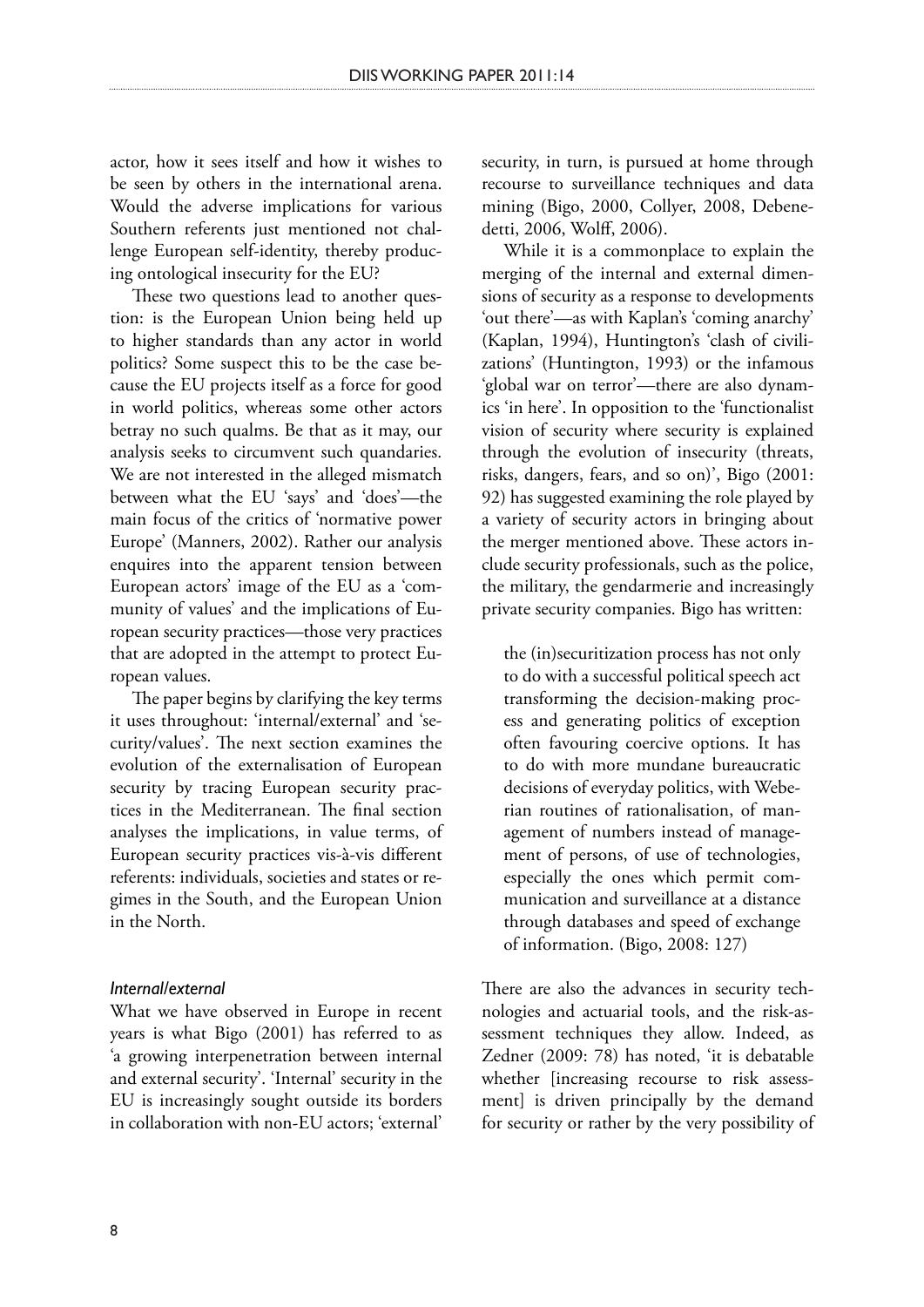actor, how it sees itself and how it wishes to be seen by others in the international arena. Would the adverse implications for various Southern referents just mentioned not challenge European self-identity, thereby producing ontological insecurity for the EU?

These two questions lead to another question: is the European Union being held up to higher standards than any actor in world politics? Some suspect this to be the case because the EU projects itself as a force for good in world politics, whereas some other actors betray no such qualms. Be that as it may, our analysis seeks to circumvent such quandaries. We are not interested in the alleged mismatch between what the EU 'says' and 'does'—the main focus of the critics of 'normative power Europe' (Manners, 2002). Rather our analysis enquires into the apparent tension between European actors' image of the EU as a 'community of values' and the implications of European security practices—those very practices that are adopted in the attempt to protect European values.

The paper begins by clarifying the key terms it uses throughout: 'internal/external' and 'security/values'. The next section examines the evolution of the externalisation of European security by tracing European security practices in the Mediterranean. The final section analyses the implications, in value terms, of European security practices vis-à-vis different referents: individuals, societies and states or regimes in the South, and the European Union in the North.

### *Internal/external*

What we have observed in Europe in recent years is what Bigo (2001) has referred to as 'a growing interpenetration between internal and external security'. 'Internal' security in the EU is increasingly sought outside its borders in collaboration with non-EU actors; 'external' security, in turn, is pursued at home through recourse to surveillance techniques and data mining (Bigo, 2000, Collyer, 2008, Debenedetti, 2006, Wolff, 2006).

While it is a commonplace to explain the merging of the internal and external dimensions of security as a response to developments 'out there'—as with Kaplan's 'coming anarchy' (Kaplan, 1994), Huntington's 'clash of civilizations' (Huntington, 1993) or the infamous 'global war on terror'—there are also dynamics 'in here'. In opposition to the 'functionalist vision of security where security is explained through the evolution of insecurity (threats, risks, dangers, fears, and so on)', Bigo (2001: 92) has suggested examining the role played by a variety of security actors in bringing about the merger mentioned above. These actors include security professionals, such as the police, the military, the gendarmerie and increasingly private security companies. Bigo has written:

> the (in)securitization process has not only to do with a successful political speech act transforming the decision-making process and generating politics of exception often favouring coercive options. It has to do with more mundane bureaucratic decisions of everyday politics, with Weberian routines of rationalisation, of management of numbers instead of management of persons, of use of technologies, especially the ones which permit communication and surveillance at a distance through databases and speed of exchange of information. (Bigo, 2008: 127)

There are also the advances in security technologies and actuarial tools, and the risk-assessment techniques they allow. Indeed, as Zedner (2009: 78) has noted, 'it is debatable whether [increasing recourse to risk assessment] is driven principally by the demand for security or rather by the very possibility of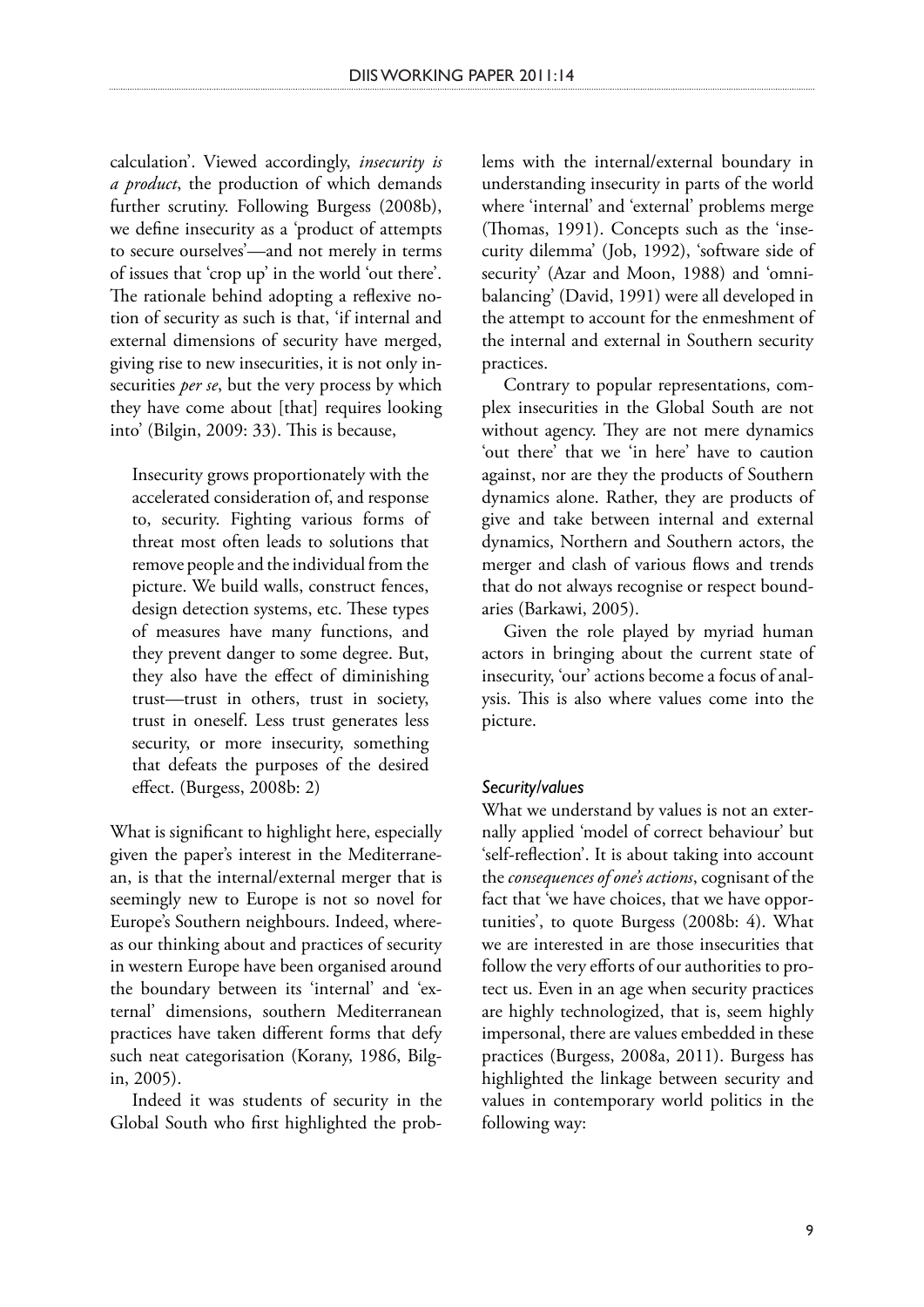calculation'. Viewed accordingly, *insecurity is a product*, the production of which demands further scrutiny. Following Burgess (2008b), we define insecurity as a 'product of attempts to secure ourselves'—and not merely in terms of issues that 'crop up' in the world 'out there'. The rationale behind adopting a reflexive notion of security as such is that, 'if internal and external dimensions of security have merged, giving rise to new insecurities, it is not only insecurities *per se*, but the very process by which they have come about [that] requires looking into' (Bilgin, 2009: 33). This is because,

> Insecurity grows proportionately with the accelerated consideration of, and response to, security. Fighting various forms of threat most often leads to solutions that remove people and the individual from the picture. We build walls, construct fences, design detection systems, etc. These types of measures have many functions, and they prevent danger to some degree. But, they also have the effect of diminishing trust—trust in others, trust in society, trust in oneself. Less trust generates less security, or more insecurity, something that defeats the purposes of the desired effect. (Burgess, 2008b: 2)

What is significant to highlight here, especially given the paper's interest in the Mediterranean, is that the internal/external merger that is seemingly new to Europe is not so novel for Europe's Southern neighbours. Indeed, whereas our thinking about and practices of security in western Europe have been organised around the boundary between its 'internal' and 'external' dimensions, southern Mediterranean practices have taken different forms that defy such neat categorisation (Korany, 1986, Bilgin, 2005).

Indeed it was students of security in the Global South who first highlighted the problems with the internal/external boundary in understanding insecurity in parts of the world where 'internal' and 'external' problems merge (Thomas, 1991). Concepts such as the 'insecurity dilemma' (Job, 1992), 'software side of security' (Azar and Moon, 1988) and 'omnibalancing' (David, 1991) were all developed in the attempt to account for the enmeshment of the internal and external in Southern security practices.

Contrary to popular representations, complex insecurities in the Global South are not without agency. They are not mere dynamics 'out there' that we 'in here' have to caution against, nor are they the products of Southern dynamics alone. Rather, they are products of give and take between internal and external dynamics, Northern and Southern actors, the merger and clash of various flows and trends that do not always recognise or respect boundaries (Barkawi, 2005).

Given the role played by myriad human actors in bringing about the current state of insecurity, 'our' actions become a focus of analysis. This is also where values come into the picture.

#### *Security/values*

What we understand by values is not an externally applied 'model of correct behaviour' but 'self-reflection'. It is about taking into account the *consequences of one's actions*, cognisant of the fact that 'we have choices, that we have opportunities', to quote Burgess (2008b: 4). What we are interested in are those insecurities that follow the very efforts of our authorities to protect us. Even in an age when security practices are highly technologized, that is, seem highly impersonal, there are values embedded in these practices (Burgess, 2008a, 2011). Burgess has highlighted the linkage between security and values in contemporary world politics in the following way: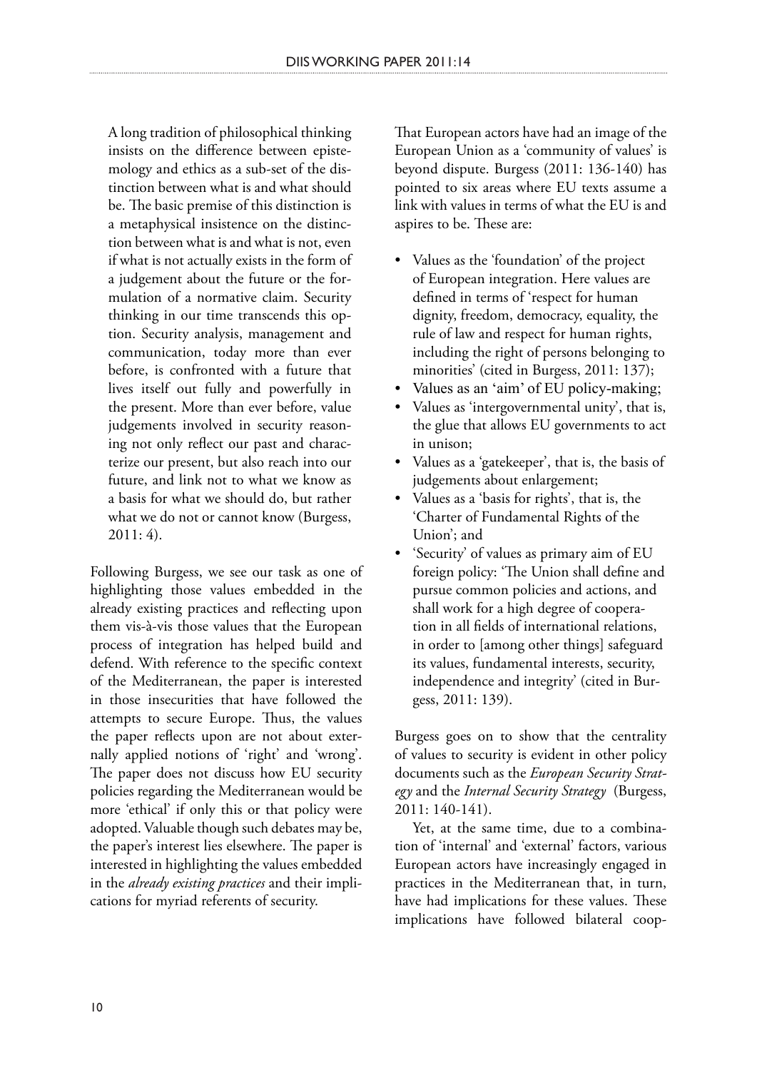> A long tradition of philosophical thinking insists on the difference between epistemology and ethics as a sub-set of the distinction between what is and what should be. The basic premise of this distinction is a metaphysical insistence on the distinction between what is and what is not, even if what is not actually exists in the form of a judgement about the future or the formulation of a normative claim. Security thinking in our time transcends this option. Security analysis, management and communication, today more than ever before, is confronted with a future that lives itself out fully and powerfully in the present. More than ever before, value judgements involved in security reasoning not only reflect our past and characterize our present, but also reach into our future, and link not to what we know as a basis for what we should do, but rather what we do not or cannot know (Burgess, 2011: 4).

Following Burgess, we see our task as one of highlighting those values embedded in the already existing practices and reflecting upon them vis-à-vis those values that the European process of integration has helped build and defend. With reference to the specific context of the Mediterranean, the paper is interested in those insecurities that have followed the attempts to secure Europe. Thus, the values the paper reflects upon are not about externally applied notions of 'right' and 'wrong'. The paper does not discuss how EU security policies regarding the Mediterranean would be more 'ethical' if only this or that policy were adopted. Valuable though such debates may be, the paper's interest lies elsewhere. The paper is interested in highlighting the values embedded in the *already existing practices* and their implications for myriad referents of security.

That European actors have had an image of the European Union as a 'community of values' is beyond dispute. Burgess (2011: 136-140) has pointed to six areas where EU texts assume a link with values in terms of what the EU is and aspires to be. These are:

- Values as the 'foundation' of the project of European integration. Here values are defined in terms of 'respect for human dignity, freedom, democracy, equality, the rule of law and respect for human rights, including the right of persons belonging to minorities' (cited in Burgess, 2011: 137);
- Values as an 'aim' of EU policy-making;
- Values as 'intergovernmental unity', that is, the glue that allows EU governments to act in unison;
- Values as a 'gatekeeper', that is, the basis of judgements about enlargement;
- Values as a 'basis for rights', that is, the 'Charter of Fundamental Rights of the Union'; and
- 'Security' of values as primary aim of EU foreign policy: 'The Union shall define and pursue common policies and actions, and shall work for a high degree of cooperation in all fields of international relations, in order to [among other things] safeguard its values, fundamental interests, security, independence and integrity' (cited in Burgess, 2011: 139).

Burgess goes on to show that the centrality of values to security is evident in other policy documents such as the *European Security Strategy* and the *Internal Security Strategy* (Burgess, 2011: 140-141).

Yet, at the same time, due to a combination of 'internal' and 'external' factors, various European actors have increasingly engaged in practices in the Mediterranean that, in turn, have had implications for these values. These implications have followed bilateral coop-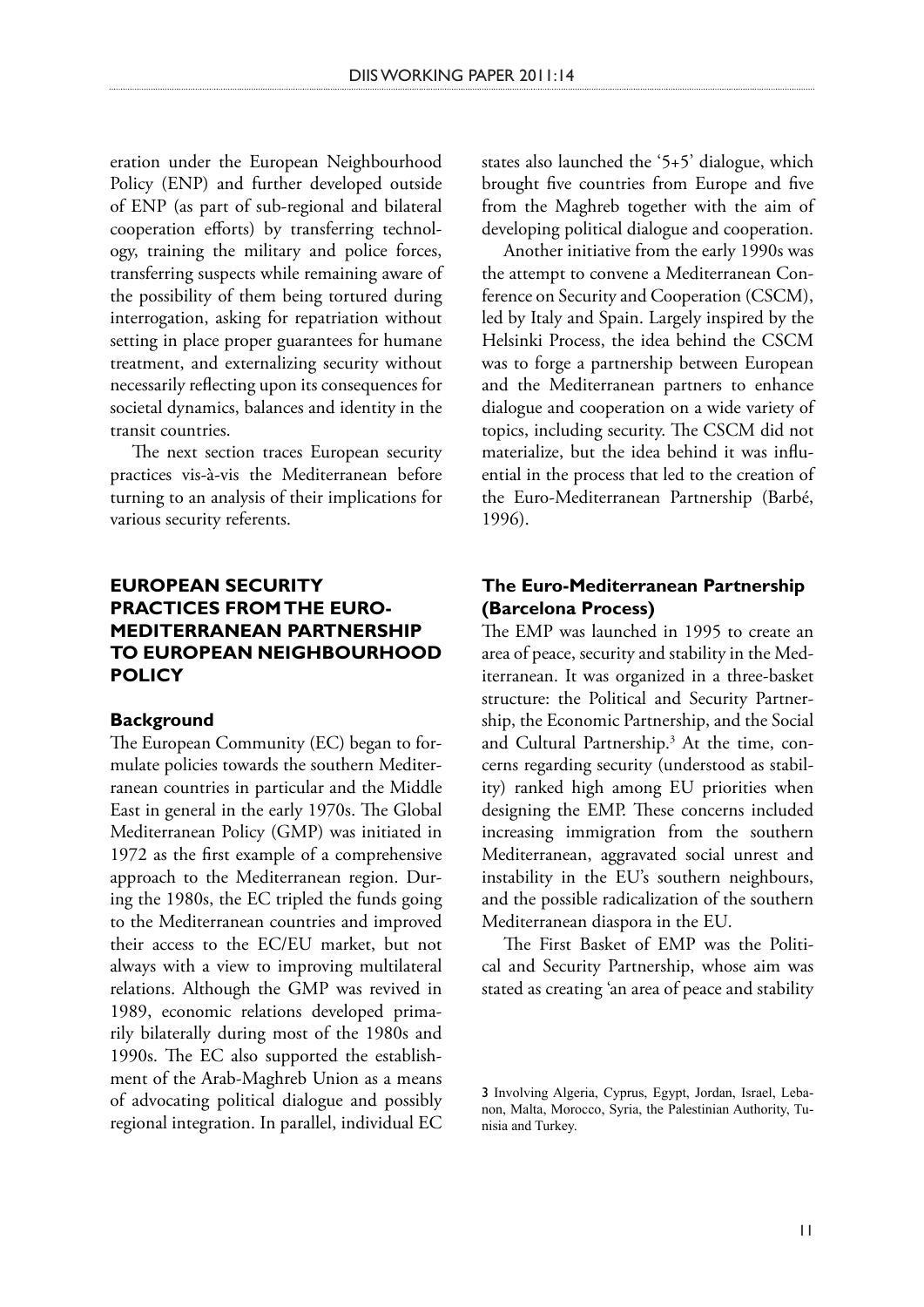eration under the European Neighbourhood Policy (ENP) and further developed outside of ENP (as part of sub-regional and bilateral cooperation efforts) by transferring technology, training the military and police forces, transferring suspects while remaining aware of the possibility of them being tortured during interrogation, asking for repatriation without setting in place proper guarantees for humane treatment, and externalizing security without necessarily reflecting upon its consequences for societal dynamics, balances and identity in the transit countries.

The next section traces European security practices vis-à-vis the Mediterranean before turning to an analysis of their implications for various security referents.

## EUROPEAN SECURITY PRACTICES FROM THE EURO-MEDITERRANEAN PARTNERSHIP TO EUROPEAN NEIGHBOURHOOD POLICY

### Background

The European Community (EC) began to formulate policies towards the southern Mediterranean countries in particular and the Middle East in general in the early 1970s. The Global Mediterranean Policy (GMP) was initiated in 1972 as the first example of a comprehensive approach to the Mediterranean region. During the 1980s, the EC tripled the funds going to the Mediterranean countries and improved their access to the EC/EU market, but not always with a view to improving multilateral relations. Although the GMP was revived in 1989, economic relations developed primarily bilaterally during most of the 1980s and 1990s. The EC also supported the establishment of the Arab-Maghreb Union as a means of advocating political dialogue and possibly regional integration. In parallel, individual EC states also launched the '5+5' dialogue, which brought five countries from Europe and five from the Maghreb together with the aim of developing political dialogue and cooperation.

Another initiative from the early 1990s was the attempt to convene a Mediterranean Conference on Security and Cooperation (CSCM), led by Italy and Spain. Largely inspired by the Helsinki Process, the idea behind the CSCM was to forge a partnership between European and the Mediterranean partners to enhance dialogue and cooperation on a wide variety of topics, including security. The CSCM did not materialize, but the idea behind it was influential in the process that led to the creation of the Euro-Mediterranean Partnership (Barbé, 1996).

### The Euro-Mediterranean Partnership (Barcelona Process)

The EMP was launched in 1995 to create an area of peace, security and stability in the Mediterranean. It was organized in a three-basket structure: the Political and Security Partnership, the Economic Partnership, and the Social and Cultural Partnership.[3] At the time, concerns regarding security (understood as stability) ranked high among EU priorities when designing the EMP. These concerns included increasing immigration from the southern Mediterranean, aggravated social unrest and instability in the EU's southern neighbours, and the possible radicalization of the southern Mediterranean diaspora in the EU.

The First Basket of EMP was the Political and Security Partnership, whose aim was stated as creating 'an area of peace and stability

[3] Involving Algeria, Cyprus, Egypt, Jordan, Israel, Lebanon, Malta, Morocco, Syria, the Palestinian Authority, Tunisia and Turkey.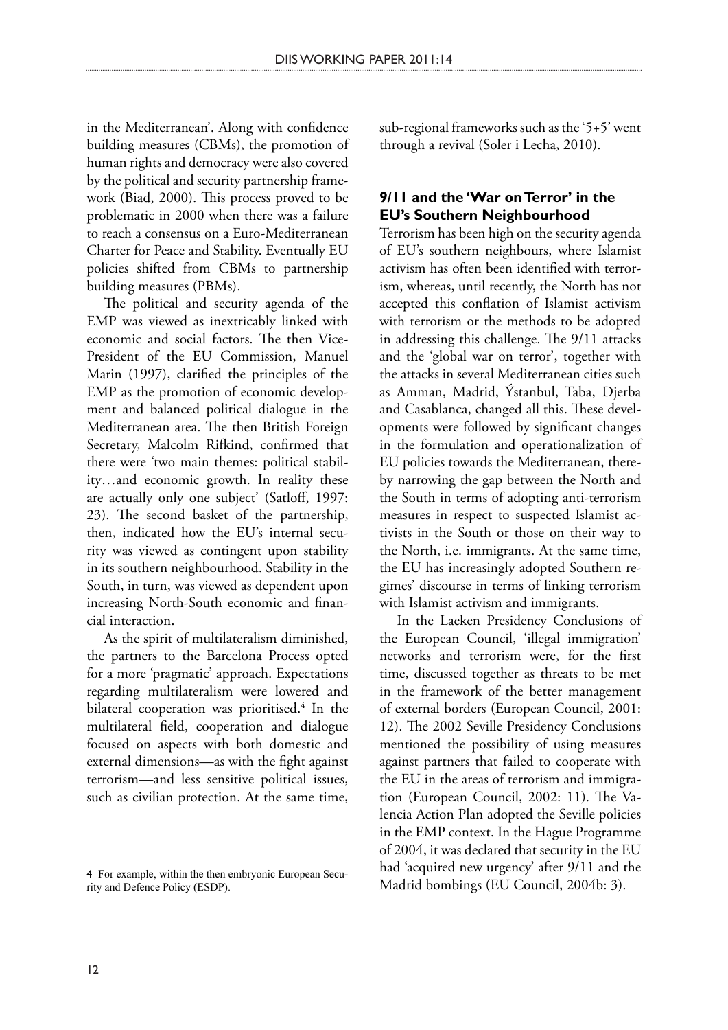in the Mediterranean'. Along with confidence building measures (CBMs), the promotion of human rights and democracy were also covered by the political and security partnership framework (Biad, 2000). This process proved to be problematic in 2000 when there was a failure to reach a consensus on a Euro-Mediterranean Charter for Peace and Stability. Eventually EU policies shifted from CBMs to partnership building measures (PBMs).

The political and security agenda of the EMP was viewed as inextricably linked with economic and social factors. The then Vice-President of the EU Commission, Manuel Marin (1997), clarified the principles of the EMP as the promotion of economic development and balanced political dialogue in the Mediterranean area. The then British Foreign Secretary, Malcolm Rifkind, confirmed that there were 'two main themes: political stability…and economic growth. In reality these are actually only one subject' (Satloff, 1997: 23). The second basket of the partnership, then, indicated how the EU's internal security was viewed as contingent upon stability in its southern neighbourhood. Stability in the South, in turn, was viewed as dependent upon increasing North-South economic and financial interaction.

As the spirit of multilateralism diminished, the partners to the Barcelona Process opted for a more 'pragmatic' approach. Expectations regarding multilateralism were lowered and bilateral cooperation was prioritised.[4] In the multilateral field, cooperation and dialogue focused on aspects with both domestic and external dimensions—as with the fight against terrorism—and less sensitive political issues, such as civilian protection. At the same time, sub-regional frameworks such as the '5+5' went through a revival (Soler i Lecha, 2010).

### 9/11 and the 'War on Terror' in the EU's Southern Neighbourhood

Terrorism has been high on the security agenda of EU's southern neighbours, where Islamist activism has often been identified with terrorism, whereas, until recently, the North has not accepted this conflation of Islamist activism with terrorism or the methods to be adopted in addressing this challenge. The 9/11 attacks and the 'global war on terror', together with the attacks in several Mediterranean cities such as Amman, Madrid, Ýstanbul, Taba, Djerba and Casablanca, changed all this. These developments were followed by significant changes in the formulation and operationalization of EU policies towards the Mediterranean, thereby narrowing the gap between the North and the South in terms of adopting anti-terrorism measures in respect to suspected Islamist activists in the South or those on their way to the North, i.e. immigrants. At the same time, the EU has increasingly adopted Southern regimes' discourse in terms of linking terrorism with Islamist activism and immigrants.

In the Laeken Presidency Conclusions of the European Council, 'illegal immigration' networks and terrorism were, for the first time, discussed together as threats to be met in the framework of the better management of external borders (European Council, 2001: 12). The 2002 Seville Presidency Conclusions mentioned the possibility of using measures against partners that failed to cooperate with the EU in the areas of terrorism and immigration (European Council, 2002: 11). The Valencia Action Plan adopted the Seville policies in the EMP context. In the Hague Programme of 2004, it was declared that security in the EU had 'acquired new urgency' after 9/11 and the Madrid bombings (EU Council, 2004b: 3).

4 For example, within the then embryonic European Security and Defence Policy (ESDP).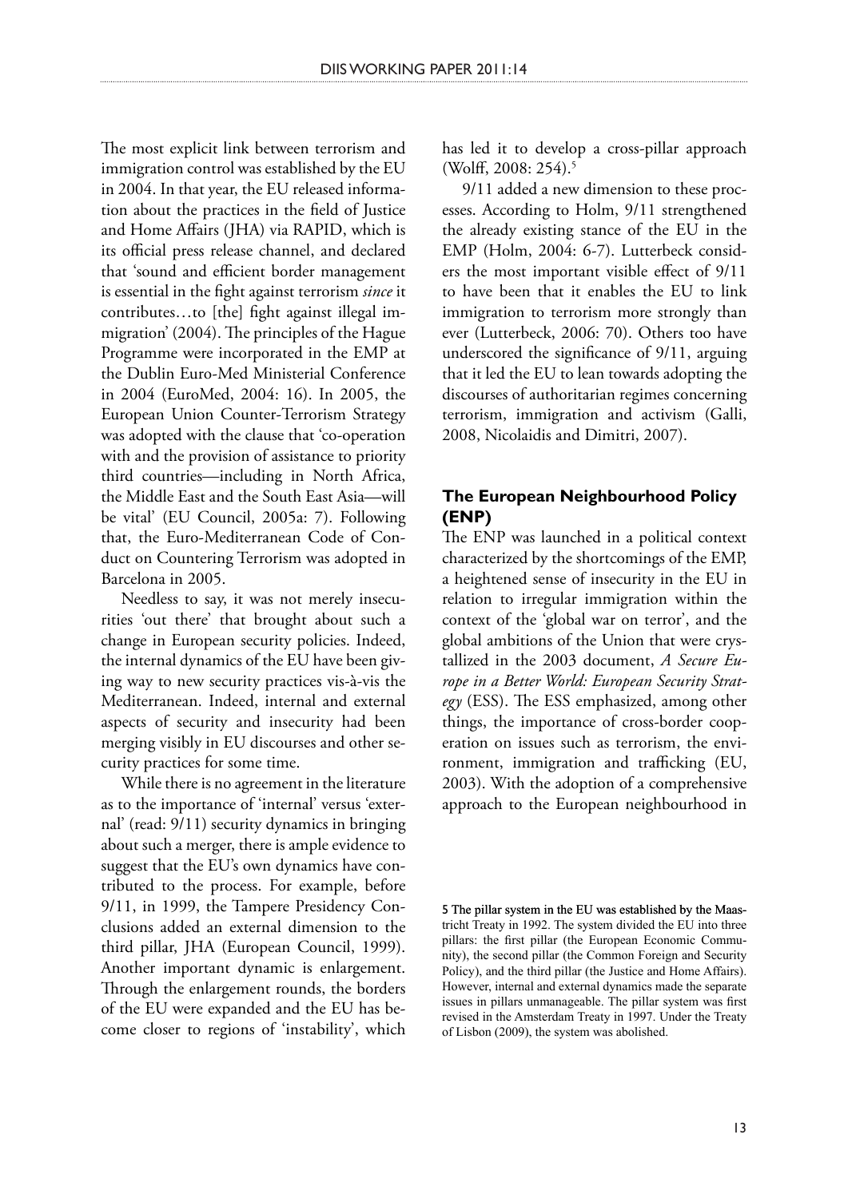The most explicit link between terrorism and immigration control was established by the EU in 2004. In that year, the EU released information about the practices in the field of Justice and Home Affairs (JHA) via RAPID, which is its official press release channel, and declared that 'sound and efficient border management is essential in the fight against terrorism *since* it contributes…to [the] fight against illegal immigration' (2004). The principles of the Hague Programme were incorporated in the EMP at the Dublin Euro-Med Ministerial Conference in 2004 (EuroMed, 2004: 16). In 2005, the European Union Counter-Terrorism Strategy was adopted with the clause that 'co-operation with and the provision of assistance to priority third countries—including in North Africa, the Middle East and the South East Asia—will be vital' (EU Council, 2005a: 7). Following that, the Euro-Mediterranean Code of Conduct on Countering Terrorism was adopted in Barcelona in 2005.

Needless to say, it was not merely insecurities 'out there' that brought about such a change in European security policies. Indeed, the internal dynamics of the EU have been giving way to new security practices vis-à-vis the Mediterranean. Indeed, internal and external aspects of security and insecurity had been merging visibly in EU discourses and other security practices for some time.

While there is no agreement in the literature as to the importance of 'internal' versus 'external' (read: 9/11) security dynamics in bringing about such a merger, there is ample evidence to suggest that the EU's own dynamics have contributed to the process. For example, before 9/11, in 1999, the Tampere Presidency Conclusions added an external dimension to the third pillar, JHA (European Council, 1999). Another important dynamic is enlargement. Through the enlargement rounds, the borders of the EU were expanded and the EU has become closer to regions of 'instability', which has led it to develop a cross-pillar approach (Wolff, 2008: 254).[5]

9/11 added a new dimension to these processes. According to Holm, 9/11 strengthened the already existing stance of the EU in the EMP (Holm, 2004: 6-7). Lutterbeck considers the most important visible effect of 9/11 to have been that it enables the EU to link immigration to terrorism more strongly than ever (Lutterbeck, 2006: 70). Others too have underscored the significance of 9/11, arguing that it led the EU to lean towards adopting the discourses of authoritarian regimes concerning terrorism, immigration and activism (Galli, 2008, Nicolaidis and Dimitri, 2007).

### The European Neighbourhood Policy (ENP)

The ENP was launched in a political context characterized by the shortcomings of the EMP, a heightened sense of insecurity in the EU in relation to irregular immigration within the context of the 'global war on terror', and the global ambitions of the Union that were crystallized in the 2003 document, *A Secure Europe in a Better World: European Security Strategy* (ESS). The ESS emphasized, among other things, the importance of cross-border cooperation on issues such as terrorism, the environment, immigration and trafficking (EU, 2003). With the adoption of a comprehensive approach to the European neighbourhood in

5 The pillar system in the EU was established by the Maastricht Treaty in 1992. The system divided the EU into three pillars: the first pillar (the European Economic Community), the second pillar (the Common Foreign and Security Policy), and the third pillar (the Justice and Home Affairs). However, internal and external dynamics made the separate issues in pillars unmanageable. The pillar system was first revised in the Amsterdam Treaty in 1997. Under the Treaty of Lisbon (2009), the system was abolished.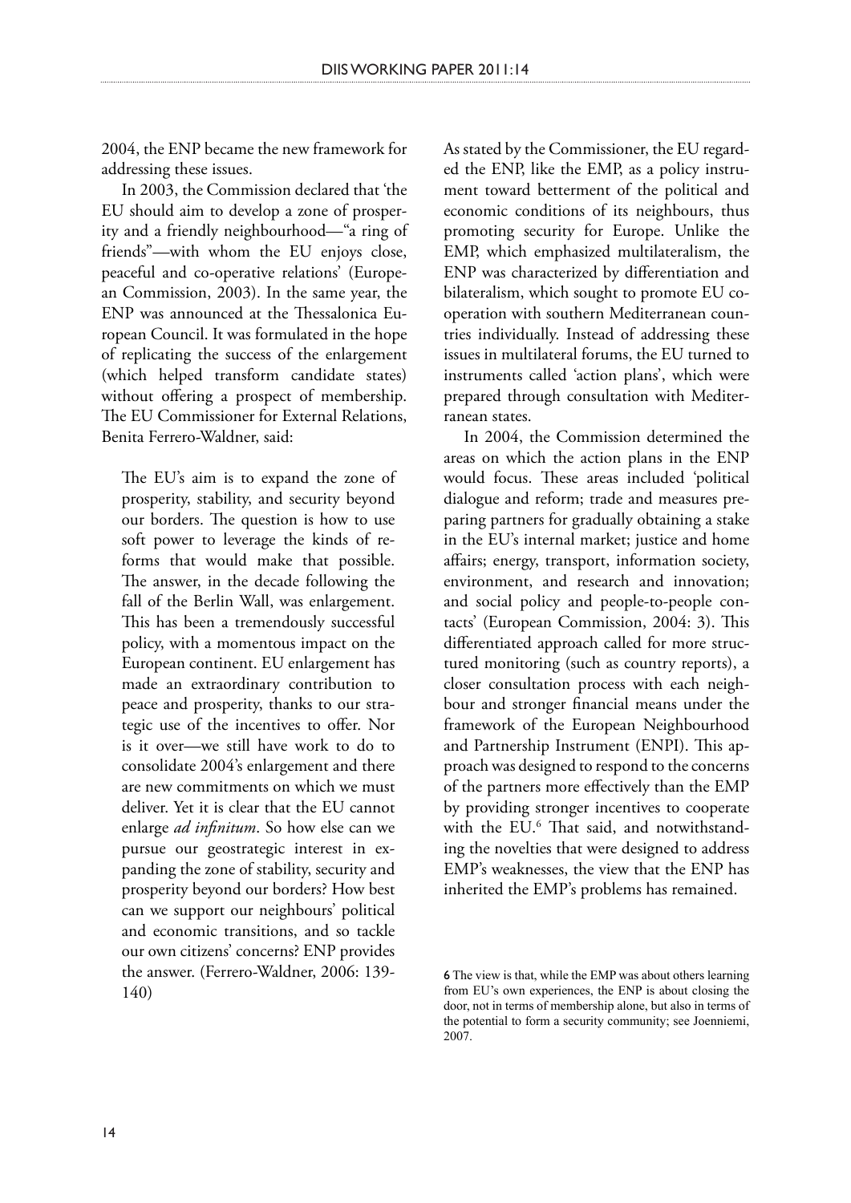2004, the ENP became the new framework for addressing these issues.

In 2003, the Commission declared that 'the EU should aim to develop a zone of prosperity and a friendly neighbourhood—"a ring of friends"—with whom the EU enjoys close, peaceful and co-operative relations' (European Commission, 2003). In the same year, the ENP was announced at the Thessalonica European Council. It was formulated in the hope of replicating the success of the enlargement (which helped transform candidate states) without offering a prospect of membership. The EU Commissioner for External Relations, Benita Ferrero-Waldner, said:

> The EU's aim is to expand the zone of prosperity, stability, and security beyond our borders. The question is how to use soft power to leverage the kinds of reforms that would make that possible. The answer, in the decade following the fall of the Berlin Wall, was enlargement. This has been a tremendously successful policy, with a momentous impact on the European continent. EU enlargement has made an extraordinary contribution to peace and prosperity, thanks to our strategic use of the incentives to offer. Nor is it over—we still have work to do to consolidate 2004's enlargement and there are new commitments on which we must deliver. Yet it is clear that the EU cannot enlarge *ad infinitum*. So how else can we pursue our geostrategic interest in expanding the zone of stability, security and prosperity beyond our borders? How best can we support our neighbours' political and economic transitions, and so tackle our own citizens' concerns? ENP provides the answer. (Ferrero-Waldner, 2006: 139-140)

As stated by the Commissioner, the EU regarded the ENP, like the EMP, as a policy instrument toward betterment of the political and economic conditions of its neighbours, thus promoting security for Europe. Unlike the EMP, which emphasized multilateralism, the ENP was characterized by differentiation and bilateralism, which sought to promote EU cooperation with southern Mediterranean countries individually. Instead of addressing these issues in multilateral forums, the EU turned to instruments called 'action plans', which were prepared through consultation with Mediterranean states.

In 2004, the Commission determined the areas on which the action plans in the ENP would focus. These areas included 'political dialogue and reform; trade and measures preparing partners for gradually obtaining a stake in the EU's internal market; justice and home affairs; energy, transport, information society, environment, and research and innovation; and social policy and people-to-people contacts' (European Commission, 2004: 3). This differentiated approach called for more structured monitoring (such as country reports), a closer consultation process with each neighbour and stronger financial means under the framework of the European Neighbourhood and Partnership Instrument (ENPI). This approach was designed to respond to the concerns of the partners more effectively than the EMP by providing stronger incentives to cooperate with the EU.[6] That said, and notwithstanding the novelties that were designed to address EMP's weaknesses, the view that the ENP has inherited the EMP's problems has remained.

---

6 The view is that, while the EMP was about others learning from EU's own experiences, the ENP is about closing the door, not in terms of membership alone, but also in terms of the potential to form a security community; see Joenniemi, 2007.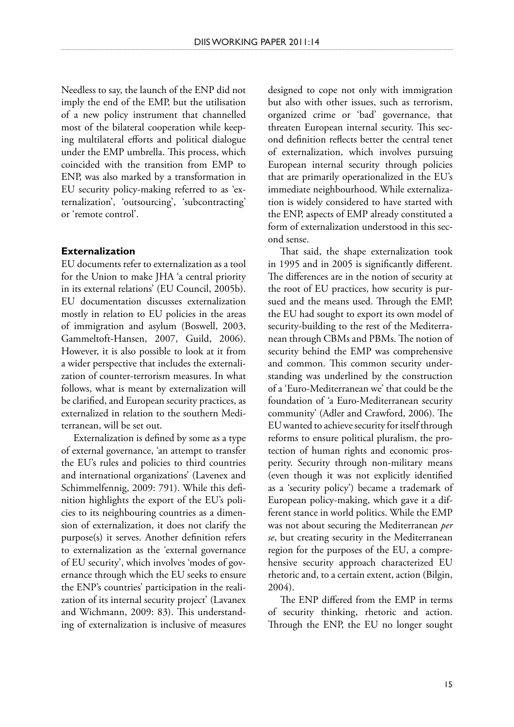Needless to say, the launch of the ENP did not imply the end of the EMP, but the utilisation of a new policy instrument that channelled most of the bilateral cooperation while keeping multilateral efforts and political dialogue under the EMP umbrella. This process, which coincided with the transition from EMP to ENP, was also marked by a transformation in EU security policy-making referred to as 'externalization', 'outsourcing', 'subcontracting' or 'remote control'.

### Externalization

EU documents refer to externalization as a tool for the Union to make JHA 'a central priority in its external relations' (EU Council, 2005b). EU documentation discusses externalization mostly in relation to EU policies in the areas of immigration and asylum (Boswell, 2003, Gammeltoft-Hansen, 2007, Guild, 2006). However, it is also possible to look at it from a wider perspective that includes the externalization of counter-terrorism measures. In what follows, what is meant by externalization will be clarified, and European security practices, as externalized in relation to the southern Mediterranean, will be set out.

Externalization is defined by some as a type of external governance, 'an attempt to transfer the EU's rules and policies to third countries and international organizations' (Lavenex and Schimmelfennig, 2009: 791). While this definition highlights the export of the EU's policies to its neighbouring countries as a dimension of externalization, it does not clarify the purpose(s) it serves. Another definition refers to externalization as the 'external governance of EU security', which involves 'modes of governance through which the EU seeks to ensure the ENP's countries' participation in the realization of its internal security project' (Lavanex and Wichmann, 2009: 83). This understanding of externalization is inclusive of measures designed to cope not only with immigration but also with other issues, such as terrorism, organized crime or 'bad' governance, that threaten European internal security. This second definition reflects better the central tenet of externalization, which involves pursuing European internal security through policies that are primarily operationalized in the EU's immediate neighbourhood. While externalization is widely considered to have started with the ENP, aspects of EMP already constituted a form of externalization understood in this second sense.

That said, the shape externalization took in 1995 and in 2005 is significantly different. The differences are in the notion of security at the root of EU practices, how security is pursued and the means used. Through the EMP, the EU had sought to export its own model of security-building to the rest of the Mediterranean through CBMs and PBMs. The notion of security behind the EMP was comprehensive and common. This common security understanding was underlined by the construction of a 'Euro-Mediterranean we' that could be the foundation of 'a Euro-Mediterranean security community' (Adler and Crawford, 2006). The EU wanted to achieve security for itself through reforms to ensure political pluralism, the protection of human rights and economic prosperity. Security through non-military means (even though it was not explicitly identified as a 'security policy') became a trademark of European policy-making, which gave it a different stance in world politics. While the EMP was not about securing the Mediterranean *per se*, but creating security in the Mediterranean region for the purposes of the EU, a comprehensive security approach characterized EU rhetoric and, to a certain extent, action (Bilgin, 2004).

The ENP differed from the EMP in terms of security thinking, rhetoric and action. Through the ENP, the EU no longer sought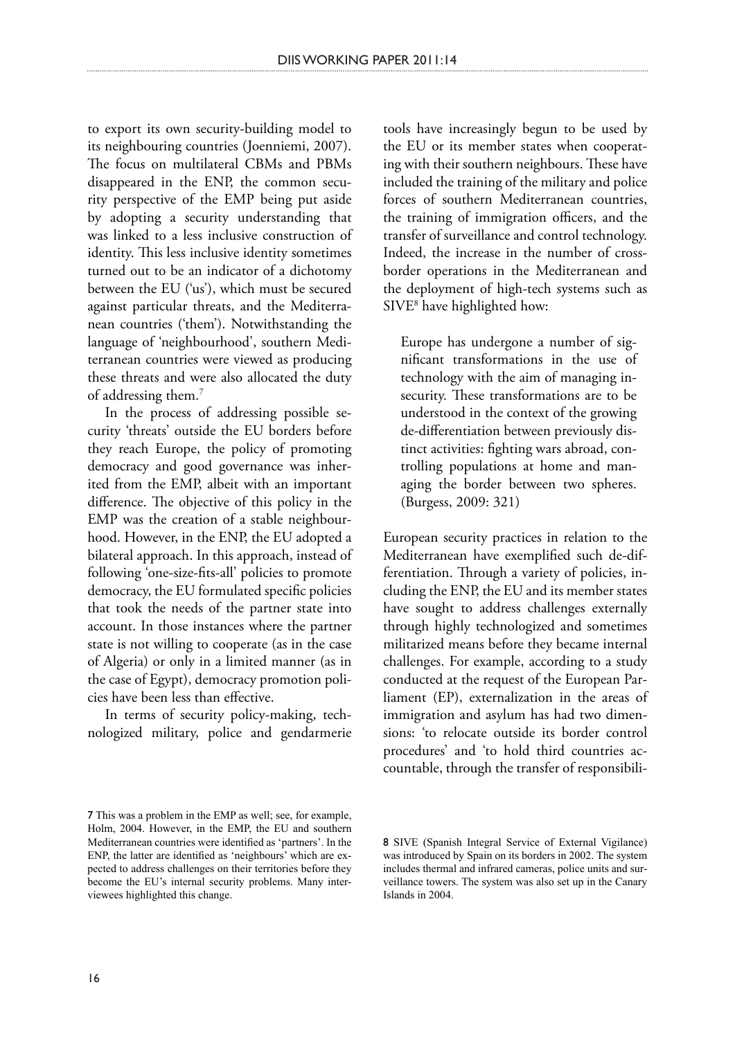to export its own security-building model to its neighbouring countries (Joenniemi, 2007). The focus on multilateral CBMs and PBMs disappeared in the ENP, the common security perspective of the EMP being put aside by adopting a security understanding that was linked to a less inclusive construction of identity. This less inclusive identity sometimes turned out to be an indicator of a dichotomy between the EU ('us'), which must be secured against particular threats, and the Mediterranean countries ('them'). Notwithstanding the language of 'neighbourhood', southern Mediterranean countries were viewed as producing these threats and were also allocated the duty of addressing them.[7]

In the process of addressing possible security 'threats' outside the EU borders before they reach Europe, the policy of promoting democracy and good governance was inherited from the EMP, albeit with an important difference. The objective of this policy in the EMP was the creation of a stable neighbourhood. However, in the ENP, the EU adopted a bilateral approach. In this approach, instead of following 'one-size-fits-all' policies to promote democracy, the EU formulated specific policies that took the needs of the partner state into account. In those instances where the partner state is not willing to cooperate (as in the case of Algeria) or only in a limited manner (as in the case of Egypt), democracy promotion policies have been less than effective.

In terms of security policy-making, technologized military, police and gendarmerie tools have increasingly begun to be used by the EU or its member states when cooperating with their southern neighbours. These have included the training of the military and police forces of southern Mediterranean countries, the training of immigration officers, and the transfer of surveillance and control technology. Indeed, the increase in the number of cross-border operations in the Mediterranean and the deployment of high-tech systems such as SIVE[8] have highlighted how:

> Europe has undergone a number of significant transformations in the use of technology with the aim of managing insecurity. These transformations are to be understood in the context of the growing de-differentiation between previously distinct activities: fighting wars abroad, controlling populations at home and managing the border between two spheres. (Burgess, 2009: 321)

European security practices in relation to the Mediterranean have exemplified such de-differentiation. Through a variety of policies, including the ENP, the EU and its member states have sought to address challenges externally through highly technologized and sometimes militarized means before they became internal challenges. For example, according to a study conducted at the request of the European Parliament (EP), externalization in the areas of immigration and asylum has had two dimensions: 'to relocate outside its border control procedures' and 'to hold third countries accountable, through the transfer of responsibili-

---

7 This was a problem in the EMP as well; see, for example, Holm, 2004. However, in the EMP, the EU and southern Mediterranean countries were identified as 'partners'. In the ENP, the latter are identified as 'neighbours' which are expected to address challenges on their territories before they become the EU's internal security problems. Many interviewees highlighted this change.

8 SIVE (Spanish Integral Service of External Vigilance) was introduced by Spain on its borders in 2002. The system includes thermal and infrared cameras, police units and surveillance towers. The system was also set up in the Canary Islands in 2004.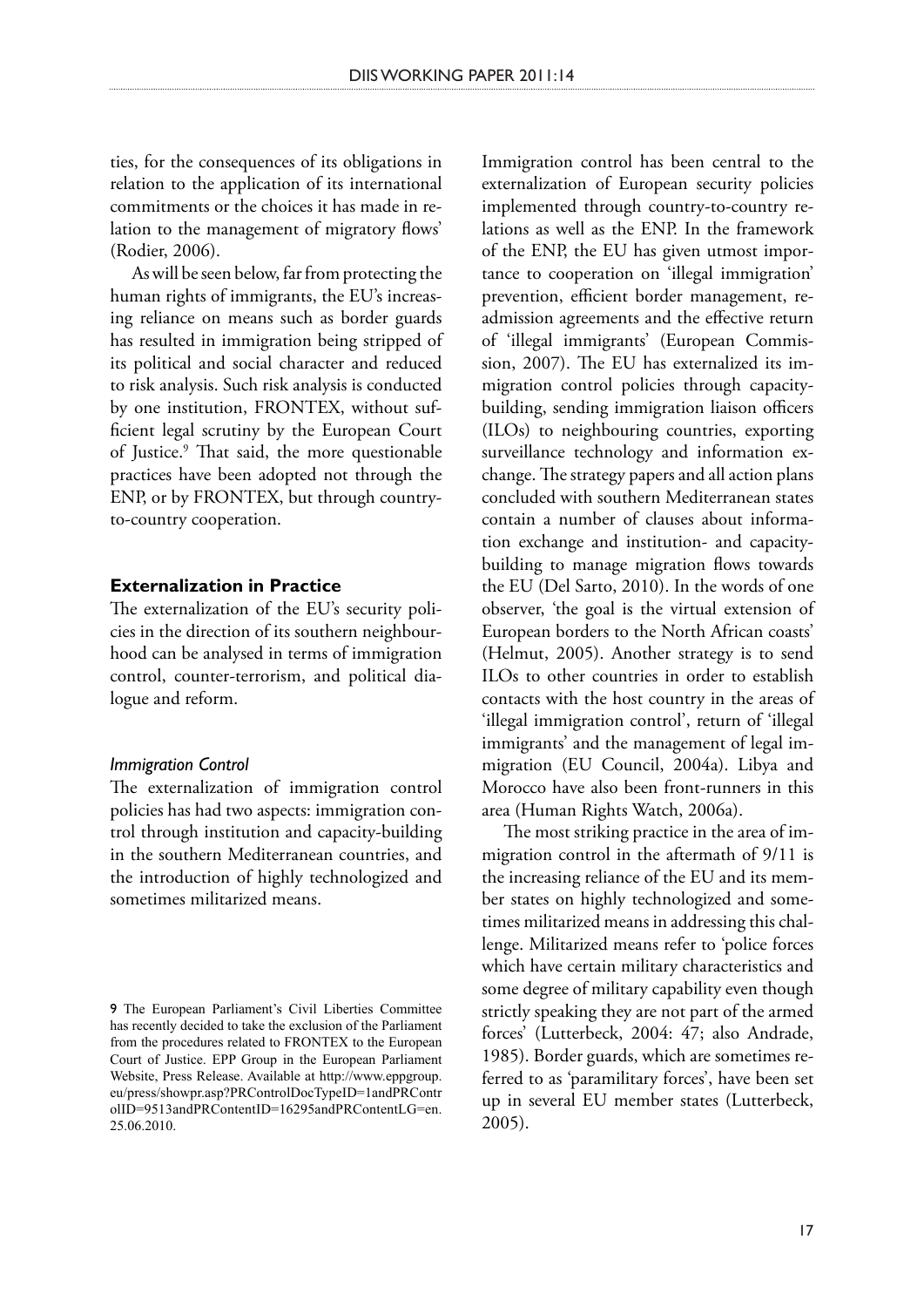ties, for the consequences of its obligations in relation to the application of its international commitments or the choices it has made in relation to the management of migratory flows' (Rodier, 2006).

As will be seen below, far from protecting the human rights of immigrants, the EU's increasing reliance on means such as border guards has resulted in immigration being stripped of its political and social character and reduced to risk analysis. Such risk analysis is conducted by one institution, FRONTEX, without sufficient legal scrutiny by the European Court of Justice.[9] That said, the more questionable practices have been adopted not through the ENP, or by FRONTEX, but through country-to-country cooperation.

## Externalization in Practice

The externalization of the EU's security policies in the direction of its southern neighbourhood can be analysed in terms of immigration control, counter-terrorism, and political dialogue and reform.

### *Immigration Control*

The externalization of immigration control policies has had two aspects: immigration control through institution and capacity-building in the southern Mediterranean countries, and the introduction of highly technologized and sometimes militarized means.

Immigration control has been central to the externalization of European security policies implemented through country-to-country relations as well as the ENP. In the framework of the ENP, the EU has given utmost importance to cooperation on 'illegal immigration' prevention, efficient border management, readmission agreements and the effective return of 'illegal immigrants' (European Commission, 2007). The EU has externalized its immigration control policies through capacity-building, sending immigration liaison officers (ILOs) to neighbouring countries, exporting surveillance technology and information exchange. The strategy papers and all action plans concluded with southern Mediterranean states contain a number of clauses about information exchange and institution- and capacity-building to manage migration flows towards the EU (Del Sarto, 2010). In the words of one observer, 'the goal is the virtual extension of European borders to the North African coasts' (Helmut, 2005). Another strategy is to send ILOs to other countries in order to establish contacts with the host country in the areas of 'illegal immigration control', return of 'illegal immigrants' and the management of legal immigration (EU Council, 2004a). Libya and Morocco have also been front-runners in this area (Human Rights Watch, 2006a).

The most striking practice in the area of immigration control in the aftermath of 9/11 is the increasing reliance of the EU and its member states on highly technologized and sometimes militarized means in addressing this challenge. Militarized means refer to 'police forces which have certain military characteristics and some degree of military capability even though strictly speaking they are not part of the armed forces' (Lutterbeck, 2004: 47; also Andrade, 1985). Border guards, which are sometimes referred to as 'paramilitary forces', have been set up in several EU member states (Lutterbeck, 2005).

---

9 The European Parliament's Civil Liberties Committee has recently decided to take the exclusion of the Parliament from the procedures related to FRONTEX to the European Court of Justice. EPP Group in the European Parliament Website, Press Release. Available at http://www.eppgroup.eu/press/showpr.asp?PRControlDocTypeID=1andPRControlID=9513andPRContentID=16295andPRContentLG=en. 25.06.2010.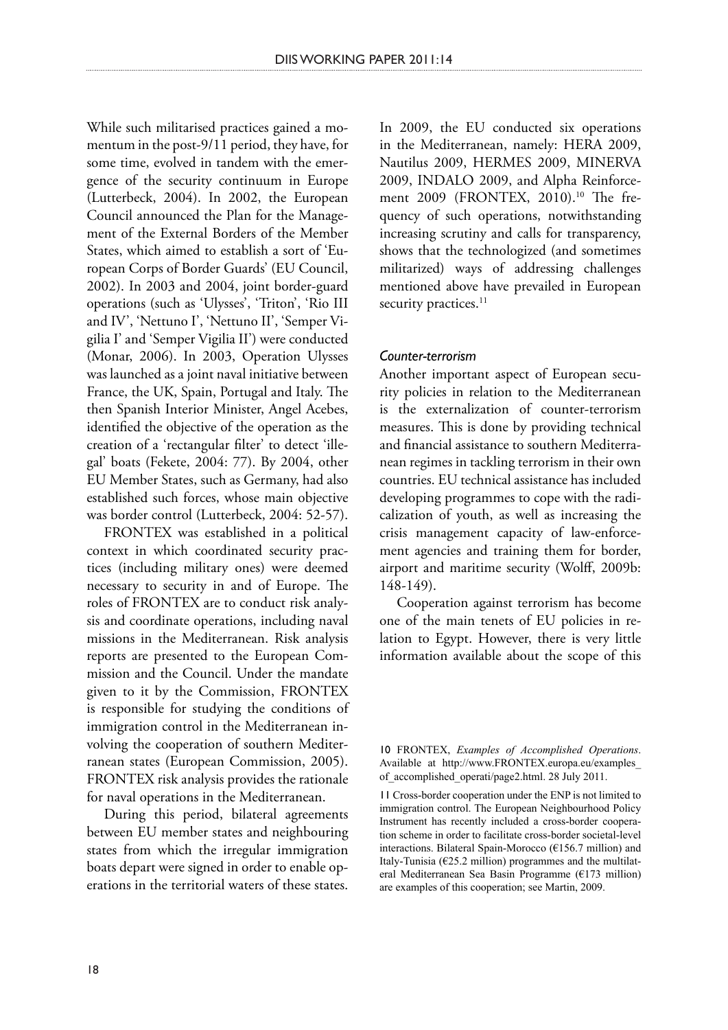While such militarised practices gained a momentum in the post-9/11 period, they have, for some time, evolved in tandem with the emergence of the security continuum in Europe (Lutterbeck, 2004). In 2002, the European Council announced the Plan for the Management of the External Borders of the Member States, which aimed to establish a sort of 'European Corps of Border Guards' (EU Council, 2002). In 2003 and 2004, joint border-guard operations (such as 'Ulysses', 'Triton', 'Rio III and IV', 'Nettuno I', 'Nettuno II', 'Semper Vigilia I' and 'Semper Vigilia II') were conducted (Monar, 2006). In 2003, Operation Ulysses was launched as a joint naval initiative between France, the UK, Spain, Portugal and Italy. The then Spanish Interior Minister, Angel Acebes, identified the objective of the operation as the creation of a 'rectangular filter' to detect 'illegal' boats (Fekete, 2004: 77). By 2004, other EU Member States, such as Germany, had also established such forces, whose main objective was border control (Lutterbeck, 2004: 52-57).

FRONTEX was established in a political context in which coordinated security practices (including military ones) were deemed necessary to security in and of Europe. The roles of FRONTEX are to conduct risk analysis and coordinate operations, including naval missions in the Mediterranean. Risk analysis reports are presented to the European Commission and the Council. Under the mandate given to it by the Commission, FRONTEX is responsible for studying the conditions of immigration control in the Mediterranean involving the cooperation of southern Mediterranean states (European Commission, 2005). FRONTEX risk analysis provides the rationale for naval operations in the Mediterranean.

During this period, bilateral agreements between EU member states and neighbouring states from which the irregular immigration boats depart were signed in order to enable operations in the territorial waters of these states.

In 2009, the EU conducted six operations in the Mediterranean, namely: HERA 2009, Nautilus 2009, HERMES 2009, MINERVA 2009, INDALO 2009, and Alpha Reinforcement 2009 (FRONTEX, 2010).[10] The frequency of such operations, notwithstanding increasing scrutiny and calls for transparency, shows that the technologized (and sometimes militarized) ways of addressing challenges mentioned above have prevailed in European security practices.[11]

### *Counter-terrorism*

Another important aspect of European security policies in relation to the Mediterranean is the externalization of counter-terrorism measures. This is done by providing technical and financial assistance to southern Mediterranean regimes in tackling terrorism in their own countries. EU technical assistance has included developing programmes to cope with the radicalization of youth, as well as increasing the crisis management capacity of law-enforcement agencies and training them for border, airport and maritime security (Wolff, 2009b: 148-149).

Cooperation against terrorism has become one of the main tenets of EU policies in relation to Egypt. However, there is very little information available about the scope of this

10 FRONTEX, *Examples of Accomplished Operations*. Available at http://www.FRONTEX.europa.eu/examples_of_accomplished_operati/page2.html. 28 July 2011.

11 Cross-border cooperation under the ENP is not limited to immigration control. The European Neighbourhood Policy Instrument has recently included a cross-border cooperation scheme in order to facilitate cross-border societal-level interactions. Bilateral Spain-Morocco (€156.7 million) and Italy-Tunisia (€25.2 million) programmes and the multilateral Mediterranean Sea Basin Programme (€173 million) are examples of this cooperation; see Martin, 2009.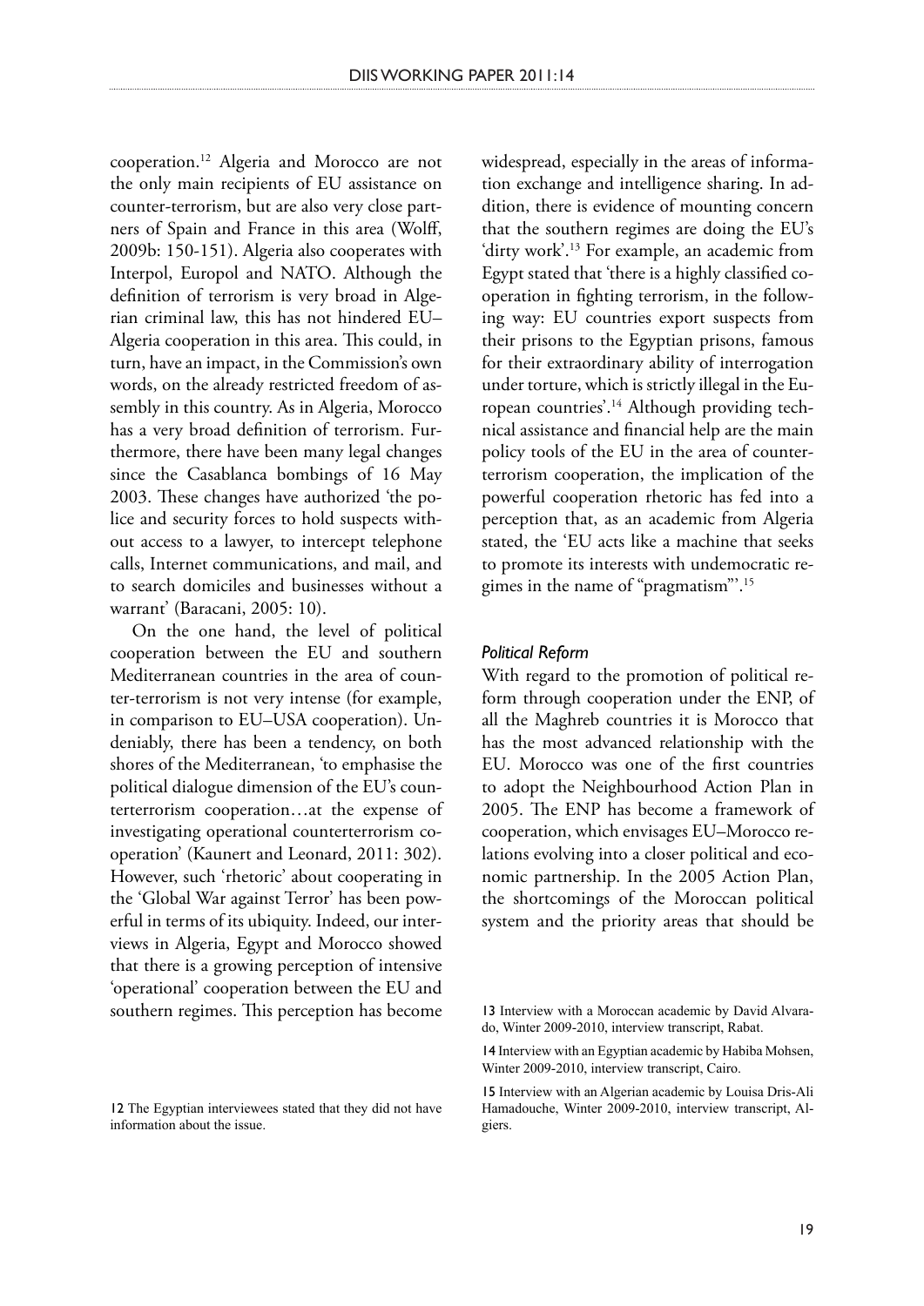cooperation.[12] Algeria and Morocco are not the only main recipients of EU assistance on counter-terrorism, but are also very close partners of Spain and France in this area (Wolff, 2009b: 150-151). Algeria also cooperates with Interpol, Europol and NATO. Although the definition of terrorism is very broad in Algerian criminal law, this has not hindered EU–Algeria cooperation in this area. This could, in turn, have an impact, in the Commission's own words, on the already restricted freedom of assembly in this country. As in Algeria, Morocco has a very broad definition of terrorism. Furthermore, there have been many legal changes since the Casablanca bombings of 16 May 2003. These changes have authorized 'the police and security forces to hold suspects without access to a lawyer, to intercept telephone calls, Internet communications, and mail, and to search domiciles and businesses without a warrant' (Baracani, 2005: 10).

On the one hand, the level of political cooperation between the EU and southern Mediterranean countries in the area of counter-terrorism is not very intense (for example, in comparison to EU–USA cooperation). Undeniably, there has been a tendency, on both shores of the Mediterranean, 'to emphasise the political dialogue dimension of the EU's counterterrorism cooperation…at the expense of investigating operational counterterrorism cooperation' (Kaunert and Leonard, 2011: 302). However, such 'rhetoric' about cooperating in the 'Global War against Terror' has been powerful in terms of its ubiquity. Indeed, our interviews in Algeria, Egypt and Morocco showed that there is a growing perception of intensive 'operational' cooperation between the EU and southern regimes. This perception has become widespread, especially in the areas of information exchange and intelligence sharing. In addition, there is evidence of mounting concern that the southern regimes are doing the EU's 'dirty work'.[13] For example, an academic from Egypt stated that 'there is a highly classified cooperation in fighting terrorism, in the following way: EU countries export suspects from their prisons to the Egyptian prisons, famous for their extraordinary ability of interrogation under torture, which is strictly illegal in the European countries'.[14] Although providing technical assistance and financial help are the main policy tools of the EU in the area of counterterrorism cooperation, the implication of the powerful cooperation rhetoric has fed into a perception that, as an academic from Algeria stated, the 'EU acts like a machine that seeks to promote its interests with undemocratic regimes in the name of "pragmatism"'.[15]

### *Political Reform*

With regard to the promotion of political reform through cooperation under the ENP, of all the Maghreb countries it is Morocco that has the most advanced relationship with the EU. Morocco was one of the first countries to adopt the Neighbourhood Action Plan in 2005. The ENP has become a framework of cooperation, which envisages EU–Morocco relations evolving into a closer political and economic partnership. In the 2005 Action Plan, the shortcomings of the Moroccan political system and the priority areas that should be

---

12 The Egyptian interviewees stated that they did not have information about the issue.

13 Interview with a Moroccan academic by David Alvarado, Winter 2009-2010, interview transcript, Rabat.

14 Interview with an Egyptian academic by Habiba Mohsen, Winter 2009-2010, interview transcript, Cairo.

15 Interview with an Algerian academic by Louisa Dris-Ali Hamadouche, Winter 2009-2010, interview transcript, Algiers.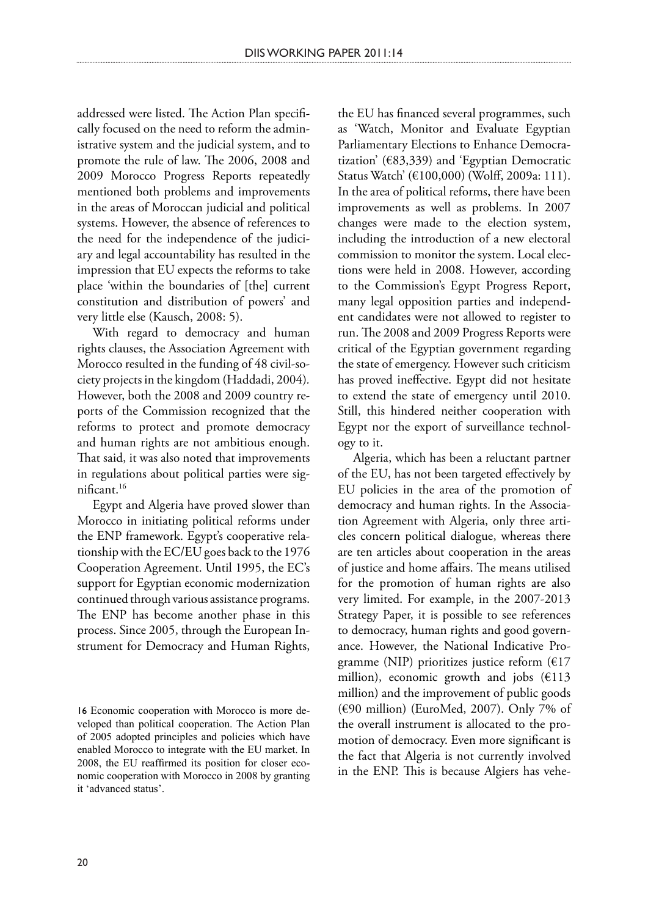addressed were listed. The Action Plan specifically focused on the need to reform the administrative system and the judicial system, and to promote the rule of law. The 2006, 2008 and 2009 Morocco Progress Reports repeatedly mentioned both problems and improvements in the areas of Moroccan judicial and political systems. However, the absence of references to the need for the independence of the judiciary and legal accountability has resulted in the impression that EU expects the reforms to take place 'within the boundaries of [the] current constitution and distribution of powers' and very little else (Kausch, 2008: 5).

With regard to democracy and human rights clauses, the Association Agreement with Morocco resulted in the funding of 48 civil-society projects in the kingdom (Haddadi, 2004). However, both the 2008 and 2009 country reports of the Commission recognized that the reforms to protect and promote democracy and human rights are not ambitious enough. That said, it was also noted that improvements in regulations about political parties were significant.[16]

Egypt and Algeria have proved slower than Morocco in initiating political reforms under the ENP framework. Egypt's cooperative relationship with the EC/EU goes back to the 1976 Cooperation Agreement. Until 1995, the EC's support for Egyptian economic modernization continued through various assistance programs. The ENP has become another phase in this process. Since 2005, through the European Instrument for Democracy and Human Rights, the EU has financed several programmes, such as 'Watch, Monitor and Evaluate Egyptian Parliamentary Elections to Enhance Democratization' (€83,339) and 'Egyptian Democratic Status Watch' (€100,000) (Wolff, 2009a: 111). In the area of political reforms, there have been improvements as well as problems. In 2007 changes were made to the election system, including the introduction of a new electoral commission to monitor the system. Local elections were held in 2008. However, according to the Commission's Egypt Progress Report, many legal opposition parties and independent candidates were not allowed to register to run. The 2008 and 2009 Progress Reports were critical of the Egyptian government regarding the state of emergency. However such criticism has proved ineffective. Egypt did not hesitate to extend the state of emergency until 2010. Still, this hindered neither cooperation with Egypt nor the export of surveillance technology to it.

Algeria, which has been a reluctant partner of the EU, has not been targeted effectively by EU policies in the area of the promotion of democracy and human rights. In the Association Agreement with Algeria, only three articles concern political dialogue, whereas there are ten articles about cooperation in the areas of justice and home affairs. The means utilised for the promotion of human rights are also very limited. For example, in the 2007-2013 Strategy Paper, it is possible to see references to democracy, human rights and good governance. However, the National Indicative Programme (NIP) prioritizes justice reform (€17 million), economic growth and jobs (€113 million) and the improvement of public goods (€90 million) (EuroMed, 2007). Only 7% of the overall instrument is allocated to the promotion of democracy. Even more significant is the fact that Algeria is not currently involved in the ENP. This is because Algiers has vehe-

[16] Economic cooperation with Morocco is more developed than political cooperation. The Action Plan of 2005 adopted principles and policies which have enabled Morocco to integrate with the EU market. In 2008, the EU reaffirmed its position for closer economic cooperation with Morocco in 2008 by granting it 'advanced status'.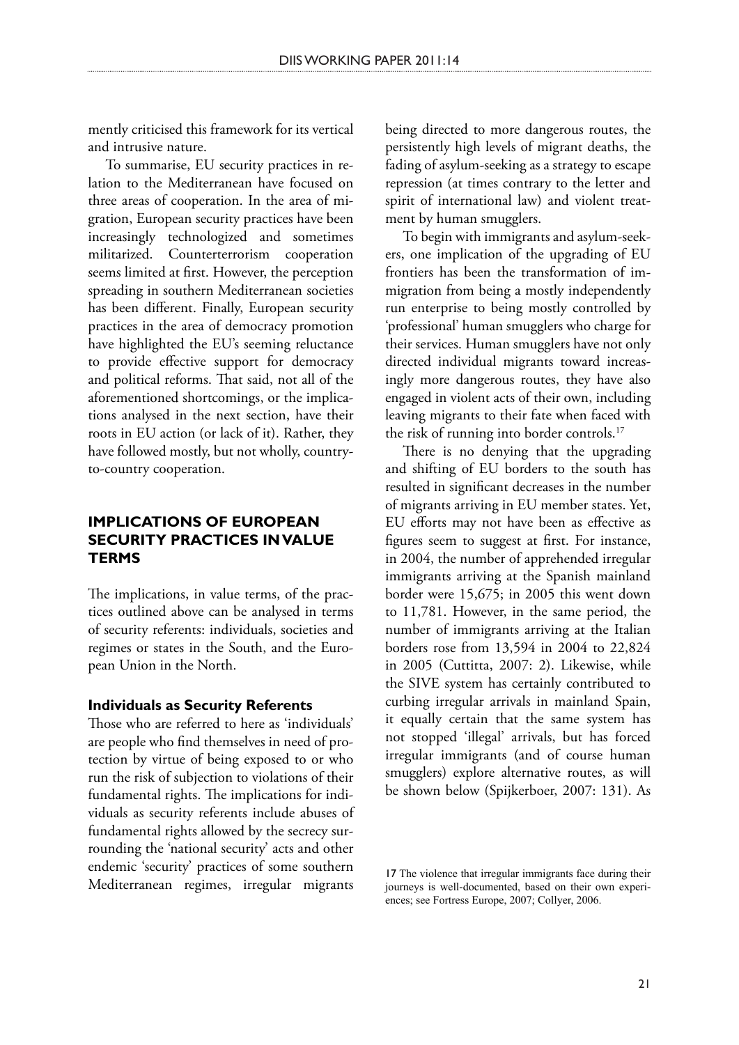mently criticised this framework for its vertical and intrusive nature.

To summarise, EU security practices in relation to the Mediterranean have focused on three areas of cooperation. In the area of migration, European security practices have been increasingly technologized and sometimes militarized. Counterterrorism cooperation seems limited at first. However, the perception spreading in southern Mediterranean societies has been different. Finally, European security practices in the area of democracy promotion have highlighted the EU's seeming reluctance to provide effective support for democracy and political reforms. That said, not all of the aforementioned shortcomings, or the implications analysed in the next section, have their roots in EU action (or lack of it). Rather, they have followed mostly, but not wholly, country-to-country cooperation.

## IMPLICATIONS OF EUROPEAN SECURITY PRACTICES IN VALUE TERMS

The implications, in value terms, of the practices outlined above can be analysed in terms of security referents: individuals, societies and regimes or states in the South, and the European Union in the North.

### Individuals as Security Referents

Those who are referred to here as 'individuals' are people who find themselves in need of protection by virtue of being exposed to or who run the risk of subjection to violations of their fundamental rights. The implications for individuals as security referents include abuses of fundamental rights allowed by the secrecy surrounding the 'national security' acts and other endemic 'security' practices of some southern Mediterranean regimes, irregular migrants being directed to more dangerous routes, the persistently high levels of migrant deaths, the fading of asylum-seeking as a strategy to escape repression (at times contrary to the letter and spirit of international law) and violent treatment by human smugglers.

To begin with immigrants and asylum-seekers, one implication of the upgrading of EU frontiers has been the transformation of immigration from being a mostly independently run enterprise to being mostly controlled by 'professional' human smugglers who charge for their services. Human smugglers have not only directed individual migrants toward increasingly more dangerous routes, they have also engaged in violent acts of their own, including leaving migrants to their fate when faced with the risk of running into border controls.[17]

There is no denying that the upgrading and shifting of EU borders to the south has resulted in significant decreases in the number of migrants arriving in EU member states. Yet, EU efforts may not have been as effective as figures seem to suggest at first. For instance, in 2004, the number of apprehended irregular immigrants arriving at the Spanish mainland border were 15,675; in 2005 this went down to 11,781. However, in the same period, the number of immigrants arriving at the Italian borders rose from 13,594 in 2004 to 22,824 in 2005 (Cuttitta, 2007: 2). Likewise, while the SIVE system has certainly contributed to curbing irregular arrivals in mainland Spain, it equally certain that the same system has not stopped 'illegal' arrivals, but has forced irregular immigrants (and of course human smugglers) explore alternative routes, as will be shown below (Spijkerboer, 2007: 131). As

[17] The violence that irregular immigrants face during their journeys is well-documented, based on their own experiences; see Fortress Europe, 2007; Collyer, 2006.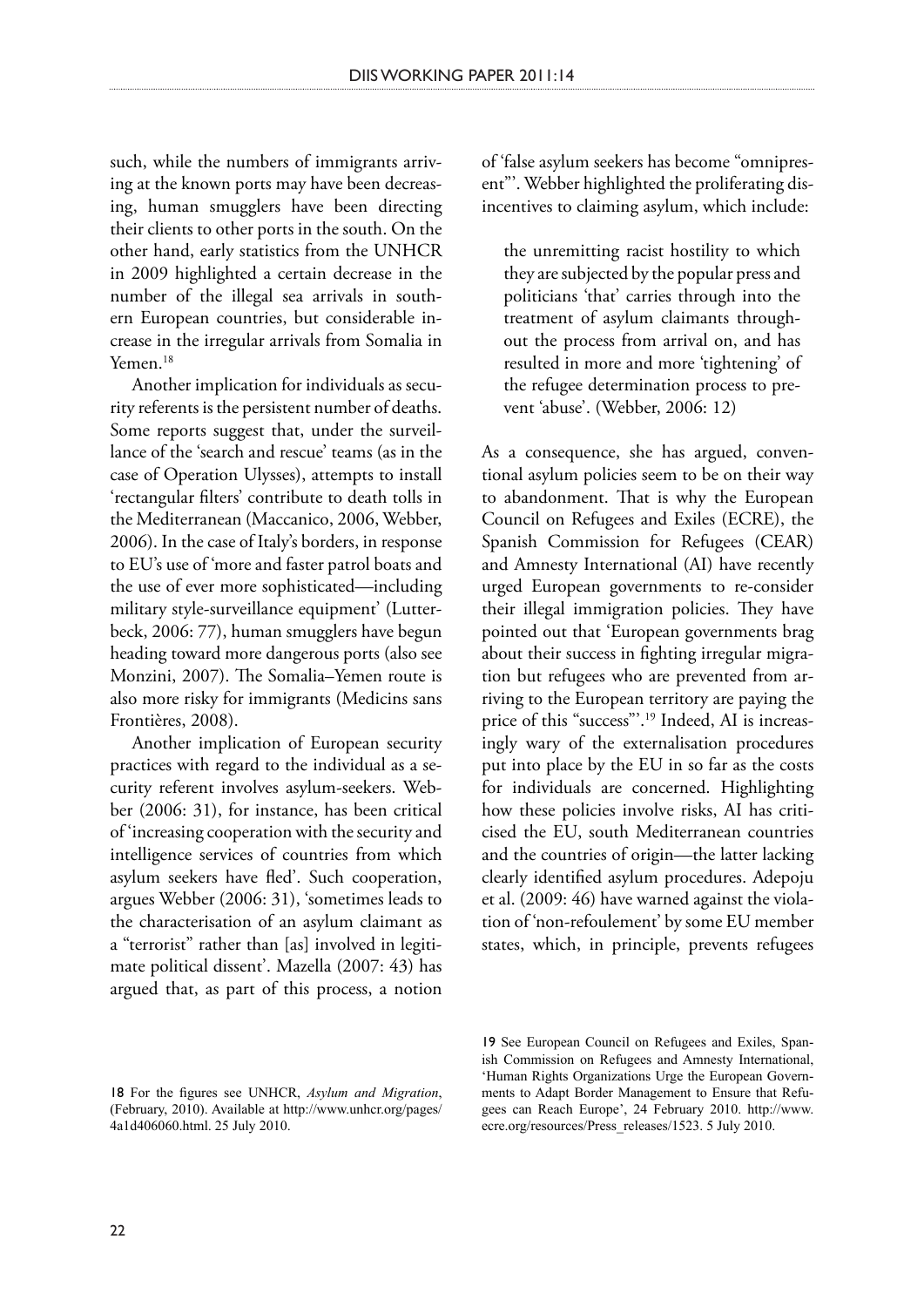such, while the numbers of immigrants arriving at the known ports may have been decreasing, human smugglers have been directing their clients to other ports in the south. On the other hand, early statistics from the UNHCR in 2009 highlighted a certain decrease in the number of the illegal sea arrivals in southern European countries, but considerable increase in the irregular arrivals from Somalia in Yemen.[18]

Another implication for individuals as security referents is the persistent number of deaths. Some reports suggest that, under the surveillance of the 'search and rescue' teams (as in the case of Operation Ulysses), attempts to install 'rectangular filters' contribute to death tolls in the Mediterranean (Maccanico, 2006, Webber, 2006). In the case of Italy's borders, in response to EU's use of 'more and faster patrol boats and the use of ever more sophisticated—including military style-surveillance equipment' (Lutterbeck, 2006: 77), human smugglers have begun heading toward more dangerous ports (also see Monzini, 2007). The Somalia–Yemen route is also more risky for immigrants (Medicins sans Frontières, 2008).

Another implication of European security practices with regard to the individual as a security referent involves asylum-seekers. Webber (2006: 31), for instance, has been critical of 'increasing cooperation with the security and intelligence services of countries from which asylum seekers have fled'. Such cooperation, argues Webber (2006: 31), 'sometimes leads to the characterisation of an asylum claimant as a "terrorist" rather than [as] involved in legitimate political dissent'. Mazella (2007: 43) has argued that, as part of this process, a notion of 'false asylum seekers has become "omnipresent"'. Webber highlighted the proliferating disincentives to claiming asylum, which include:

> the unremitting racist hostility to which they are subjected by the popular press and politicians 'that' carries through into the treatment of asylum claimants throughout the process from arrival on, and has resulted in more and more 'tightening' of the refugee determination process to prevent 'abuse'. (Webber, 2006: 12)

As a consequence, she has argued, conventional asylum policies seem to be on their way to abandonment. That is why the European Council on Refugees and Exiles (ECRE), the Spanish Commission for Refugees (CEAR) and Amnesty International (AI) have recently urged European governments to re-consider their illegal immigration policies. They have pointed out that 'European governments brag about their success in fighting irregular migration but refugees who are prevented from arriving to the European territory are paying the price of this "success"'.[19] Indeed, AI is increasingly wary of the externalisation procedures put into place by the EU in so far as the costs for individuals are concerned. Highlighting how these policies involve risks, AI has criticised the EU, south Mediterranean countries and the countries of origin—the latter lacking clearly identified asylum procedures. Adepoju et al. (2009: 46) have warned against the violation of 'non-refoulement' by some EU member states, which, in principle, prevents refugees

---

18 For the figures see UNHCR, *Asylum and Migration*, (February, 2010). Available at http://www.unhcr.org/pages/4a1d406060.html. 25 July 2010.

19 See European Council on Refugees and Exiles, Spanish Commission on Refugees and Amnesty International, 'Human Rights Organizations Urge the European Governments to Adapt Border Management to Ensure that Refugees can Reach Europe', 24 February 2010. http://www.ecre.org/resources/Press_releases/1523. 5 July 2010.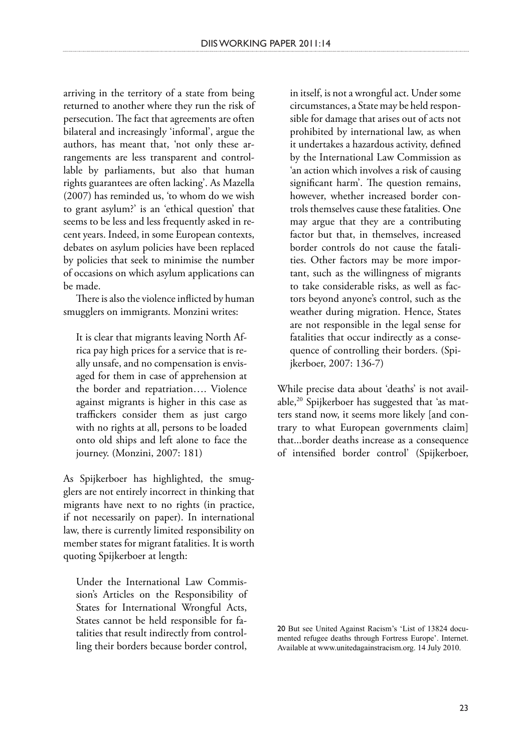arriving in the territory of a state from being returned to another where they run the risk of persecution. The fact that agreements are often bilateral and increasingly 'informal', argue the authors, has meant that, 'not only these arrangements are less transparent and controllable by parliaments, but also that human rights guarantees are often lacking'. As Mazella (2007) has reminded us, 'to whom do we wish to grant asylum?' is an 'ethical question' that seems to be less and less frequently asked in recent years. Indeed, in some European contexts, debates on asylum policies have been replaced by policies that seek to minimise the number of occasions on which asylum applications can be made.

There is also the violence inflicted by human smugglers on immigrants. Monzini writes:

> It is clear that migrants leaving North Africa pay high prices for a service that is really unsafe, and no compensation is envisaged for them in case of apprehension at the border and repatriation…. Violence against migrants is higher in this case as traffickers consider them as just cargo with no rights at all, persons to be loaded onto old ships and left alone to face the journey. (Monzini, 2007: 181)

As Spijkerboer has highlighted, the smugglers are not entirely incorrect in thinking that migrants have next to no rights (in practice, if not necessarily on paper). In international law, there is currently limited responsibility on member states for migrant fatalities. It is worth quoting Spijkerboer at length:

> Under the International Law Commission's Articles on the Responsibility of States for International Wrongful Acts, States cannot be held responsible for fatalities that result indirectly from controlling their borders because border control, in itself, is not a wrongful act. Under some circumstances, a State may be held responsible for damage that arises out of acts not prohibited by international law, as when it undertakes a hazardous activity, defined by the International Law Commission as 'an action which involves a risk of causing significant harm'. The question remains, however, whether increased border controls themselves cause these fatalities. One may argue that they are a contributing factor but that, in themselves, increased border controls do not cause the fatalities. Other factors may be more important, such as the willingness of migrants to take considerable risks, as well as factors beyond anyone's control, such as the weather during migration. Hence, States are not responsible in the legal sense for fatalities that occur indirectly as a consequence of controlling their borders. (Spijkerboer, 2007: 136-7)

While precise data about 'deaths' is not available,[20] Spijkerboer has suggested that 'as matters stand now, it seems more likely [and contrary to what European governments claim] that...border deaths increase as a consequence of intensified border control' (Spijkerboer,

[20] But see United Against Racism's 'List of 13824 documented refugee deaths through Fortress Europe'. Internet. Available at www.unitedagainstracism.org. 14 July 2010.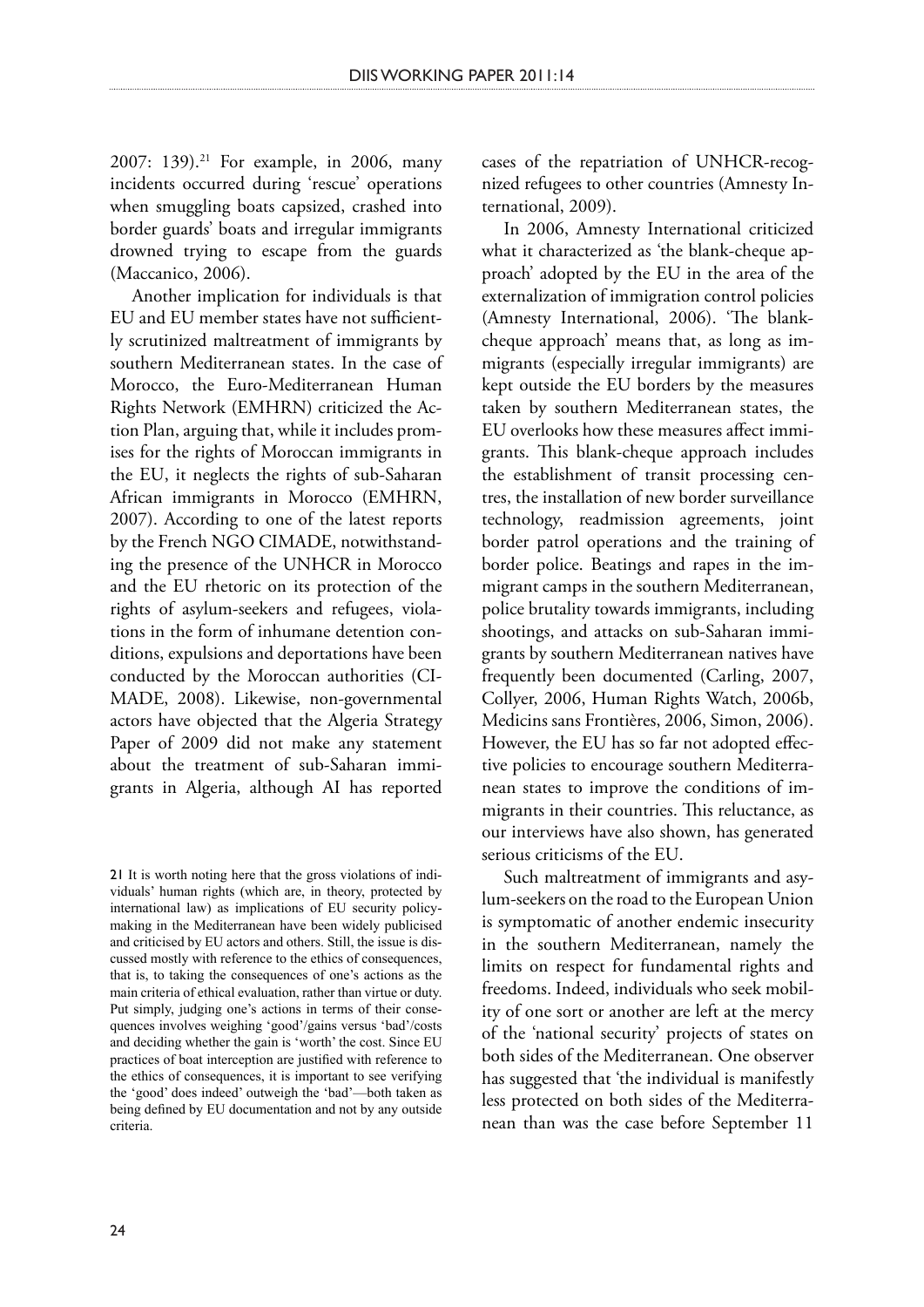2007: 139).[21] For example, in 2006, many incidents occurred during 'rescue' operations when smuggling boats capsized, crashed into border guards' boats and irregular immigrants drowned trying to escape from the guards (Maccanico, 2006).

Another implication for individuals is that EU and EU member states have not sufficiently scrutinized maltreatment of immigrants by southern Mediterranean states. In the case of Morocco, the Euro-Mediterranean Human Rights Network (EMHRN) criticized the Action Plan, arguing that, while it includes promises for the rights of Moroccan immigrants in the EU, it neglects the rights of sub-Saharan African immigrants in Morocco (EMHRN, 2007). According to one of the latest reports by the French NGO CIMADE, notwithstanding the presence of the UNHCR in Morocco and the EU rhetoric on its protection of the rights of asylum-seekers and refugees, violations in the form of inhumane detention conditions, expulsions and deportations have been conducted by the Moroccan authorities (CIMADE, 2008). Likewise, non-governmental actors have objected that the Algeria Strategy Paper of 2009 did not make any statement about the treatment of sub-Saharan immigrants in Algeria, although AI has reported cases of the repatriation of UNHCR-recognized refugees to other countries (Amnesty International, 2009).

In 2006, Amnesty International criticized what it characterized as 'the blank-cheque approach' adopted by the EU in the area of the externalization of immigration control policies (Amnesty International, 2006). 'The blank-cheque approach' means that, as long as immigrants (especially irregular immigrants) are kept outside the EU borders by the measures taken by southern Mediterranean states, the EU overlooks how these measures affect immigrants. This blank-cheque approach includes the establishment of transit processing centres, the installation of new border surveillance technology, readmission agreements, joint border patrol operations and the training of border police. Beatings and rapes in the immigrant camps in the southern Mediterranean, police brutality towards immigrants, including shootings, and attacks on sub-Saharan immigrants by southern Mediterranean natives have frequently been documented (Carling, 2007, Collyer, 2006, Human Rights Watch, 2006b, Medicins sans Frontières, 2006, Simon, 2006). However, the EU has so far not adopted effective policies to encourage southern Mediterranean states to improve the conditions of immigrants in their countries. This reluctance, as our interviews have also shown, has generated serious criticisms of the EU.

Such maltreatment of immigrants and asylum-seekers on the road to the European Union is symptomatic of another endemic insecurity in the southern Mediterranean, namely the limits on respect for fundamental rights and freedoms. Indeed, individuals who seek mobility of one sort or another are left at the mercy of the 'national security' projects of states on both sides of the Mediterranean. One observer has suggested that 'the individual is manifestly less protected on both sides of the Mediterranean than was the case before September 11

---

[21] It is worth noting here that the gross violations of individuals' human rights (which are, in theory, protected by international law) as implications of EU security policy-making in the Mediterranean have been widely publicised and criticised by EU actors and others. Still, the issue is discussed mostly with reference to the ethics of consequences, that is, to taking the consequences of one's actions as the main criteria of ethical evaluation, rather than virtue or duty. Put simply, judging one's actions in terms of their consequences involves weighing 'good'/gains versus 'bad'/costs and deciding whether the gain is 'worth' the cost. Since EU practices of boat interception are justified with reference to the ethics of consequences, it is important to see verifying the 'good' does indeed' outweigh the 'bad'—both taken as being defined by EU documentation and not by any outside criteria.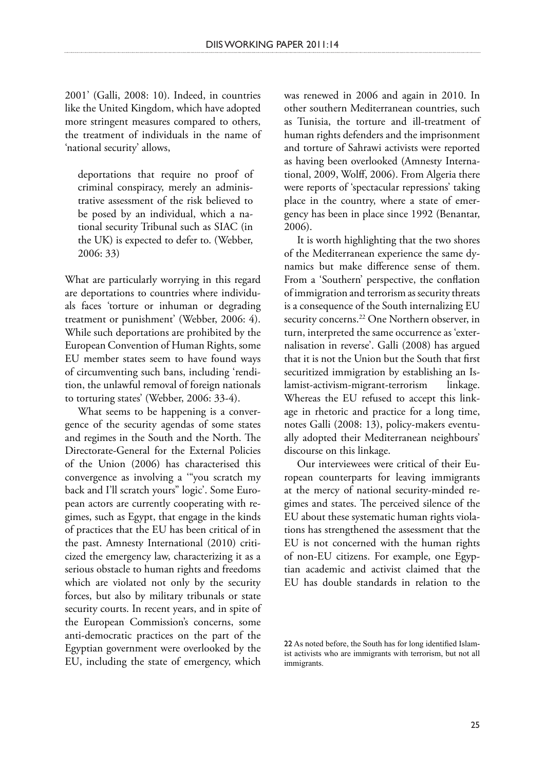2001' (Galli, 2008: 10). Indeed, in countries like the United Kingdom, which have adopted more stringent measures compared to others, the treatment of individuals in the name of 'national security' allows,

> deportations that require no proof of criminal conspiracy, merely an administrative assessment of the risk believed to be posed by an individual, which a national security Tribunal such as SIAC (in the UK) is expected to defer to. (Webber, 2006: 33)

What are particularly worrying in this regard are deportations to countries where individuals faces 'torture or inhuman or degrading treatment or punishment' (Webber, 2006: 4). While such deportations are prohibited by the European Convention of Human Rights, some EU member states seem to have found ways of circumventing such bans, including 'rendition, the unlawful removal of foreign nationals to torturing states' (Webber, 2006: 33-4).

What seems to be happening is a convergence of the security agendas of some states and regimes in the South and the North. The Directorate-General for the External Policies of the Union (2006) has characterised this convergence as involving a '"you scratch my back and I'll scratch yours" logic'. Some European actors are currently cooperating with regimes, such as Egypt, that engage in the kinds of practices that the EU has been critical of in the past. Amnesty International (2010) criticized the emergency law, characterizing it as a serious obstacle to human rights and freedoms which are violated not only by the security forces, but also by military tribunals or state security courts. In recent years, and in spite of the European Commission's concerns, some anti-democratic practices on the part of the Egyptian government were overlooked by the EU, including the state of emergency, which was renewed in 2006 and again in 2010. In other southern Mediterranean countries, such as Tunisia, the torture and ill-treatment of human rights defenders and the imprisonment and torture of Sahrawi activists were reported as having been overlooked (Amnesty International, 2009, Wolff, 2006). From Algeria there were reports of 'spectacular repressions' taking place in the country, where a state of emergency has been in place since 1992 (Benantar, 2006).

It is worth highlighting that the two shores of the Mediterranean experience the same dynamics but make difference sense of them. From a 'Southern' perspective, the conflation of immigration and terrorism as security threats is a consequence of the South internalizing EU security concerns.[22] One Northern observer, in turn, interpreted the same occurrence as 'externalisation in reverse'. Galli (2008) has argued that it is not the Union but the South that first securitized immigration by establishing an Islamist-activism-migrant-terrorism linkage. Whereas the EU refused to accept this linkage in rhetoric and practice for a long time, notes Galli (2008: 13), policy-makers eventually adopted their Mediterranean neighbours' discourse on this linkage.

Our interviewees were critical of their European counterparts for leaving immigrants at the mercy of national security-minded regimes and states. The perceived silence of the EU about these systematic human rights violations has strengthened the assessment that the EU is not concerned with the human rights of non-EU citizens. For example, one Egyptian academic and activist claimed that the EU has double standards in relation to the

[22] As noted before, the South has for long identified Islamist activists who are immigrants with terrorism, but not all immigrants.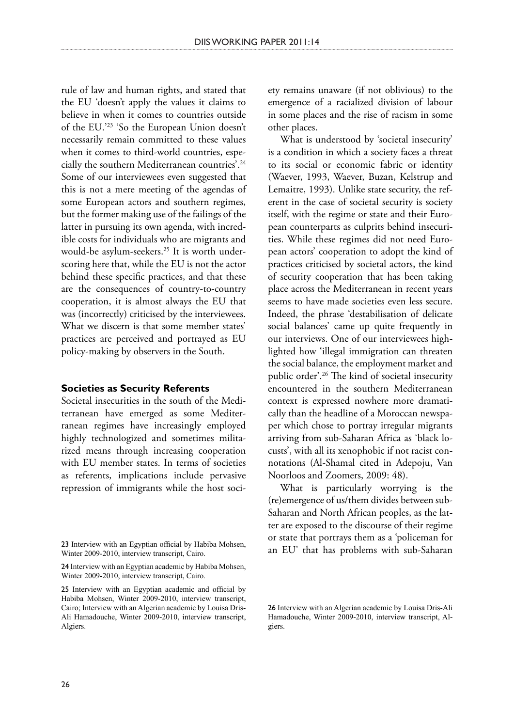rule of law and human rights, and stated that the EU 'doesn't apply the values it claims to believe in when it comes to countries outside of the EU.'[23] 'So the European Union doesn't necessarily remain committed to these values when it comes to third-world countries, especially the southern Mediterranean countries'.[24] Some of our interviewees even suggested that this is not a mere meeting of the agendas of some European actors and southern regimes, but the former making use of the failings of the latter in pursuing its own agenda, with incredible costs for individuals who are migrants and would-be asylum-seekers.[25] It is worth underscoring here that, while the EU is not the actor behind these specific practices, and that these are the consequences of country-to-country cooperation, it is almost always the EU that was (incorrectly) criticised by the interviewees. What we discern is that some member states' practices are perceived and portrayed as EU policy-making by observers in the South.

#### Societies as Security Referents

Societal insecurities in the south of the Mediterranean have emerged as some Mediterranean regimes have increasingly employed highly technologized and sometimes militarized means through increasing cooperation with EU member states. In terms of societies as referents, implications include pervasive repression of immigrants while the host society remains unaware (if not oblivious) to the emergence of a racialized division of labour in some places and the rise of racism in some other places.

What is understood by 'societal insecurity' is a condition in which a society faces a threat to its social or economic fabric or identity (Waever, 1993, Waever, Buzan, Kelstrup and Lemaitre, 1993). Unlike state security, the referent in the case of societal security is society itself, with the regime or state and their European counterparts as culprits behind insecurities. While these regimes did not need European actors' cooperation to adopt the kind of practices criticised by societal actors, the kind of security cooperation that has been taking place across the Mediterranean in recent years seems to have made societies even less secure. Indeed, the phrase 'destabilisation of delicate social balances' came up quite frequently in our interviews. One of our interviewees highlighted how 'illegal immigration can threaten the social balance, the employment market and public order'.[26] The kind of societal insecurity encountered in the southern Mediterranean context is expressed nowhere more dramatically than the headline of a Moroccan newspaper which chose to portray irregular migrants arriving from sub-Saharan Africa as 'black locusts', with all its xenophobic if not racist connotations (Al-Shamal cited in Adepoju, Van Noorloos and Zoomers, 2009: 48).

What is particularly worrying is the (re)emergence of us/them divides between sub-Saharan and North African peoples, as the latter are exposed to the discourse of their regime or state that portrays them as a 'policeman for an EU' that has problems with sub-Saharan

[23] Interview with an Egyptian official by Habiba Mohsen, Winter 2009-2010, interview transcript, Cairo.

[24] Interview with an Egyptian academic by Habiba Mohsen, Winter 2009-2010, interview transcript, Cairo.

[25] Interview with an Egyptian academic and official by Habiba Mohsen, Winter 2009-2010, interview transcript, Cairo; Interview with an Algerian academic by Louisa Dris-Ali Hamadouche, Winter 2009-2010, interview transcript, Algiers.

[26] Interview with an Algerian academic by Louisa Dris-Ali Hamadouche, Winter 2009-2010, interview transcript, Algiers.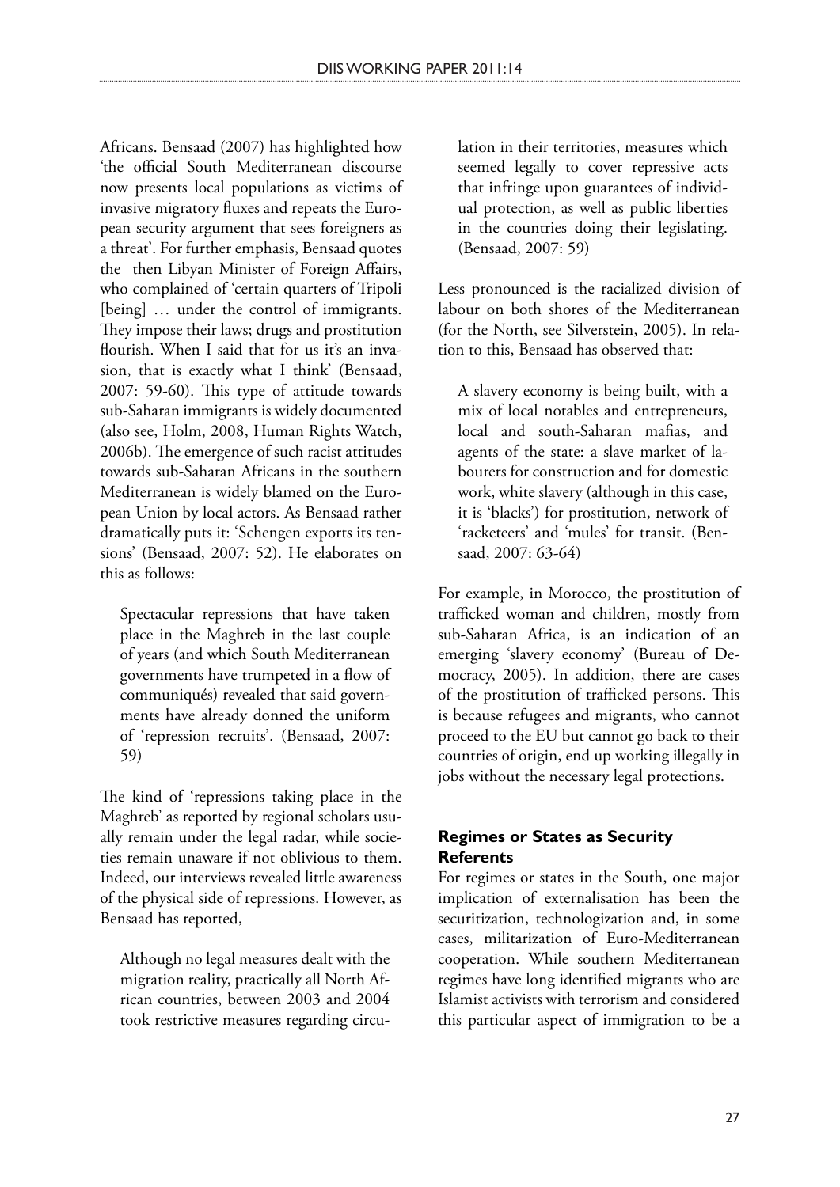Africans. Bensaad (2007) has highlighted how 'the official South Mediterranean discourse now presents local populations as victims of invasive migratory fluxes and repeats the European security argument that sees foreigners as a threat'. For further emphasis, Bensaad quotes the then Libyan Minister of Foreign Affairs, who complained of 'certain quarters of Tripoli [being] … under the control of immigrants. They impose their laws; drugs and prostitution flourish. When I said that for us it's an invasion, that is exactly what I think' (Bensaad, 2007: 59-60). This type of attitude towards sub-Saharan immigrants is widely documented (also see, Holm, 2008, Human Rights Watch, 2006b). The emergence of such racist attitudes towards sub-Saharan Africans in the southern Mediterranean is widely blamed on the European Union by local actors. As Bensaad rather dramatically puts it: 'Schengen exports its tensions' (Bensaad, 2007: 52). He elaborates on this as follows:

> Spectacular repressions that have taken place in the Maghreb in the last couple of years (and which South Mediterranean governments have trumpeted in a flow of communiqués) revealed that said governments have already donned the uniform of 'repression recruits'. (Bensaad, 2007: 59)

The kind of 'repressions taking place in the Maghreb' as reported by regional scholars usually remain under the legal radar, while societies remain unaware if not oblivious to them. Indeed, our interviews revealed little awareness of the physical side of repressions. However, as Bensaad has reported,

> Although no legal measures dealt with the migration reality, practically all North African countries, between 2003 and 2004 took restrictive measures regarding circulation in their territories, measures which seemed legally to cover repressive acts that infringe upon guarantees of individual protection, as well as public liberties in the countries doing their legislating. (Bensaad, 2007: 59)

Less pronounced is the racialized division of labour on both shores of the Mediterranean (for the North, see Silverstein, 2005). In relation to this, Bensaad has observed that:

> A slavery economy is being built, with a mix of local notables and entrepreneurs, local and south-Saharan mafias, and agents of the state: a slave market of labourers for construction and for domestic work, white slavery (although in this case, it is 'blacks') for prostitution, network of 'racketeers' and 'mules' for transit. (Bensaad, 2007: 63-64)

For example, in Morocco, the prostitution of trafficked woman and children, mostly from sub-Saharan Africa, is an indication of an emerging 'slavery economy' (Bureau of Democracy, 2005). In addition, there are cases of the prostitution of trafficked persons. This is because refugees and migrants, who cannot proceed to the EU but cannot go back to their countries of origin, end up working illegally in jobs without the necessary legal protections.

### Regimes or States as Security Referents

For regimes or states in the South, one major implication of externalisation has been the securitization, technologization and, in some cases, militarization of Euro-Mediterranean cooperation. While southern Mediterranean regimes have long identified migrants who are Islamist activists with terrorism and considered this particular aspect of immigration to be a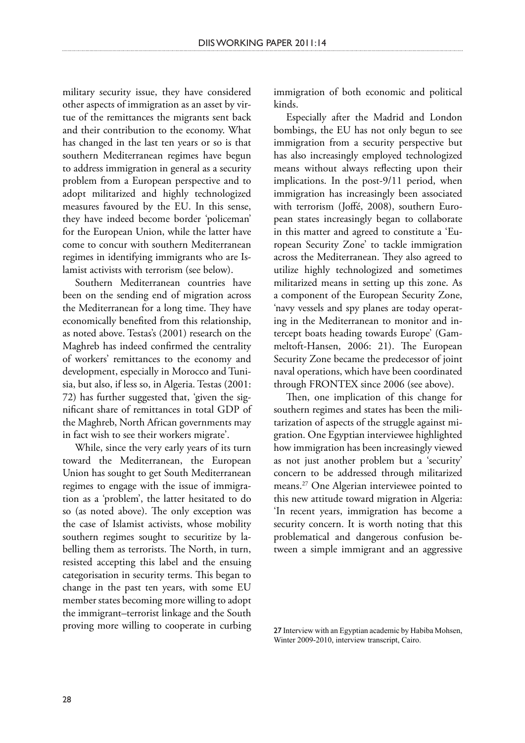military security issue, they have considered other aspects of immigration as an asset by virtue of the remittances the migrants sent back and their contribution to the economy. What has changed in the last ten years or so is that southern Mediterranean regimes have begun to address immigration in general as a security problem from a European perspective and to adopt militarized and highly technologized measures favoured by the EU. In this sense, they have indeed become border 'policeman' for the European Union, while the latter have come to concur with southern Mediterranean regimes in identifying immigrants who are Islamist activists with terrorism (see below).

Southern Mediterranean countries have been on the sending end of migration across the Mediterranean for a long time. They have economically benefited from this relationship, as noted above. Testas's (2001) research on the Maghreb has indeed confirmed the centrality of workers' remittances to the economy and development, especially in Morocco and Tunisia, but also, if less so, in Algeria. Testas (2001: 72) has further suggested that, 'given the significant share of remittances in total GDP of the Maghreb, North African governments may in fact wish to see their workers migrate'.

While, since the very early years of its turn toward the Mediterranean, the European Union has sought to get South Mediterranean regimes to engage with the issue of immigration as a 'problem', the latter hesitated to do so (as noted above). The only exception was the case of Islamist activists, whose mobility southern regimes sought to securitize by labelling them as terrorists. The North, in turn, resisted accepting this label and the ensuing categorisation in security terms. This began to change in the past ten years, with some EU member states becoming more willing to adopt the immigrant–terrorist linkage and the South proving more willing to cooperate in curbing immigration of both economic and political kinds.

Especially after the Madrid and London bombings, the EU has not only begun to see immigration from a security perspective but has also increasingly employed technologized means without always reflecting upon their implications. In the post-9/11 period, when immigration has increasingly been associated with terrorism (Joffé, 2008), southern European states increasingly began to collaborate in this matter and agreed to constitute a 'European Security Zone' to tackle immigration across the Mediterranean. They also agreed to utilize highly technologized and sometimes militarized means in setting up this zone. As a component of the European Security Zone, 'navy vessels and spy planes are today operating in the Mediterranean to monitor and intercept boats heading towards Europe' (Gammeltoft-Hansen, 2006: 21). The European Security Zone became the predecessor of joint naval operations, which have been coordinated through FRONTEX since 2006 (see above).

Then, one implication of this change for southern regimes and states has been the militarization of aspects of the struggle against migration. One Egyptian interviewee highlighted how immigration has been increasingly viewed as not just another problem but a 'security' concern to be addressed through militarized means.[27] One Algerian interviewee pointed to this new attitude toward migration in Algeria: 'In recent years, immigration has become a security concern. It is worth noting that this problematical and dangerous confusion between a simple immigrant and an aggressive

27 Interview with an Egyptian academic by Habiba Mohsen, Winter 2009-2010, interview transcript, Cairo.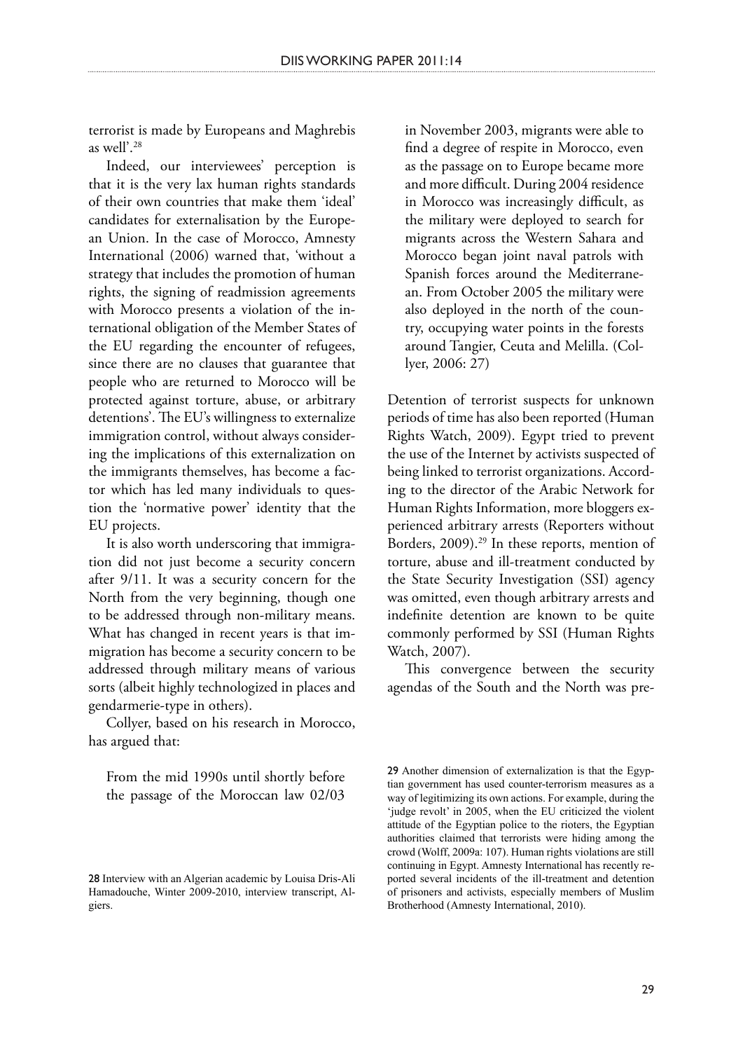terrorist is made by Europeans and Maghrebis as well'.[28]

Indeed, our interviewees' perception is that it is the very lax human rights standards of their own countries that make them 'ideal' candidates for externalisation by the European Union. In the case of Morocco, Amnesty International (2006) warned that, 'without a strategy that includes the promotion of human rights, the signing of readmission agreements with Morocco presents a violation of the international obligation of the Member States of the EU regarding the encounter of refugees, since there are no clauses that guarantee that people who are returned to Morocco will be protected against torture, abuse, or arbitrary detentions'. The EU's willingness to externalize immigration control, without always considering the implications of this externalization on the immigrants themselves, has become a factor which has led many individuals to question the 'normative power' identity that the EU projects.

It is also worth underscoring that immigration did not just become a security concern after 9/11. It was a security concern for the North from the very beginning, though one to be addressed through non-military means. What has changed in recent years is that immigration has become a security concern to be addressed through military means of various sorts (albeit highly technologized in places and gendarmerie-type in others).

Collyer, based on his research in Morocco, has argued that:

> From the mid 1990s until shortly before the passage of the Moroccan law 02/03 in November 2003, migrants were able to find a degree of respite in Morocco, even as the passage on to Europe became more and more difficult. During 2004 residence in Morocco was increasingly difficult, as the military were deployed to search for migrants across the Western Sahara and Morocco began joint naval patrols with Spanish forces around the Mediterranean. From October 2005 the military were also deployed in the north of the country, occupying water points in the forests around Tangier, Ceuta and Melilla. (Collyer, 2006: 27)

Detention of terrorist suspects for unknown periods of time has also been reported (Human Rights Watch, 2009). Egypt tried to prevent the use of the Internet by activists suspected of being linked to terrorist organizations. According to the director of the Arabic Network for Human Rights Information, more bloggers experienced arbitrary arrests (Reporters without Borders, 2009).[29] In these reports, mention of torture, abuse and ill-treatment conducted by the State Security Investigation (SSI) agency was omitted, even though arbitrary arrests and indefinite detention are known to be quite commonly performed by SSI (Human Rights Watch, 2007).

This convergence between the security agendas of the South and the North was pre-

---

28 Interview with an Algerian academic by Louisa Dris-Ali Hamadouche, Winter 2009-2010, interview transcript, Algiers.

29 Another dimension of externalization is that the Egyptian government has used counter-terrorism measures as a way of legitimizing its own actions. For example, during the 'judge revolt' in 2005, when the EU criticized the violent attitude of the Egyptian police to the rioters, the Egyptian authorities claimed that terrorists were hiding among the crowd (Wolff, 2009a: 107). Human rights violations are still continuing in Egypt. Amnesty International has recently reported several incidents of the ill-treatment and detention of prisoners and activists, especially members of Muslim Brotherhood (Amnesty International, 2010).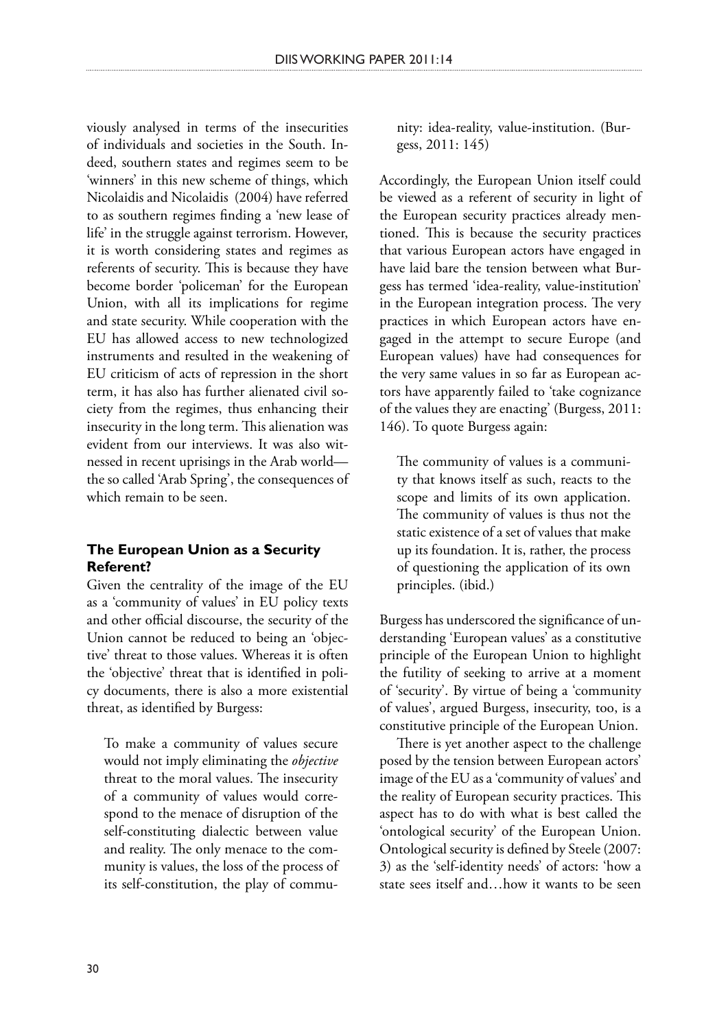viously analysed in terms of the insecurities of individuals and societies in the South. Indeed, southern states and regimes seem to be 'winners' in this new scheme of things, which Nicolaidis and Nicolaidis (2004) have referred to as southern regimes finding a 'new lease of life' in the struggle against terrorism. However, it is worth considering states and regimes as referents of security. This is because they have become border 'policeman' for the European Union, with all its implications for regime and state security. While cooperation with the EU has allowed access to new technologized instruments and resulted in the weakening of EU criticism of acts of repression in the short term, it has also has further alienated civil society from the regimes, thus enhancing their insecurity in the long term. This alienation was evident from our interviews. It was also witnessed in recent uprisings in the Arab world—the so called 'Arab Spring', the consequences of which remain to be seen.

### The European Union as a Security Referent?

Given the centrality of the image of the EU as a 'community of values' in EU policy texts and other official discourse, the security of the Union cannot be reduced to being an 'objective' threat to those values. Whereas it is often the 'objective' threat that is identified in policy documents, there is also a more existential threat, as identified by Burgess:

> To make a community of values secure would not imply eliminating the *objective* threat to the moral values. The insecurity of a community of values would correspond to the menace of disruption of the self-constituting dialectic between value and reality. The only menace to the community is values, the loss of the process of its self-constitution, the play of community: idea-reality, value-institution. (Burgess, 2011: 145)

Accordingly, the European Union itself could be viewed as a referent of security in light of the European security practices already mentioned. This is because the security practices that various European actors have engaged in have laid bare the tension between what Burgess has termed 'idea-reality, value-institution' in the European integration process. The very practices in which European actors have engaged in the attempt to secure Europe (and European values) have had consequences for the very same values in so far as European actors have apparently failed to 'take cognizance of the values they are enacting' (Burgess, 2011: 146). To quote Burgess again:

> The community of values is a community that knows itself as such, reacts to the scope and limits of its own application. The community of values is thus not the static existence of a set of values that make up its foundation. It is, rather, the process of questioning the application of its own principles. (ibid.)

Burgess has underscored the significance of understanding 'European values' as a constitutive principle of the European Union to highlight the futility of seeking to arrive at a moment of 'security'. By virtue of being a 'community of values', argued Burgess, insecurity, too, is a constitutive principle of the European Union.

There is yet another aspect to the challenge posed by the tension between European actors' image of the EU as a 'community of values' and the reality of European security practices. This aspect has to do with what is best called the 'ontological security' of the European Union. Ontological security is defined by Steele (2007: 3) as the 'self-identity needs' of actors: 'how a state sees itself and…how it wants to be seen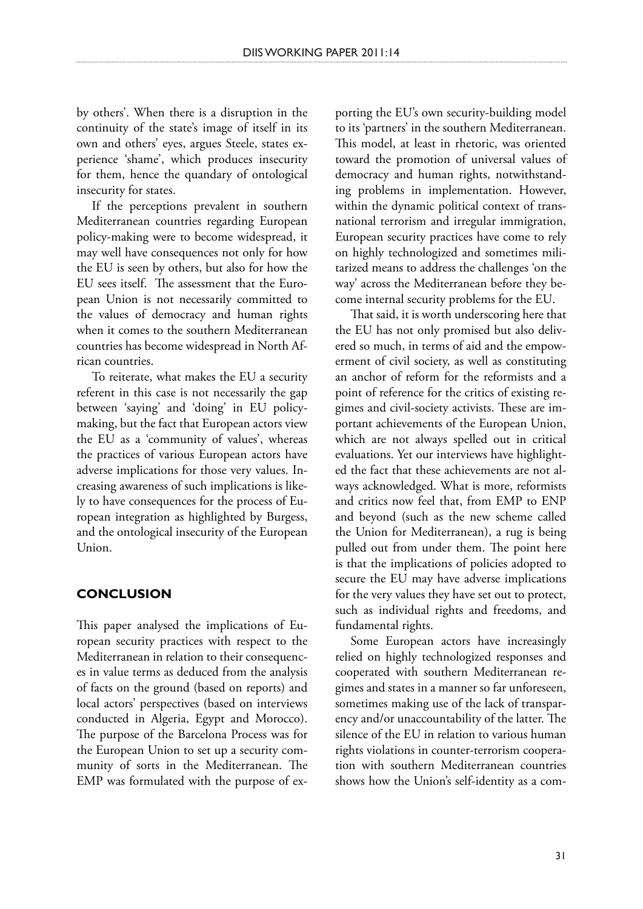by others'. When there is a disruption in the continuity of the state's image of itself in its own and others' eyes, argues Steele, states experience 'shame', which produces insecurity for them, hence the quandary of ontological insecurity for states.

If the perceptions prevalent in southern Mediterranean countries regarding European policy-making were to become widespread, it may well have consequences not only for how the EU is seen by others, but also for how the EU sees itself. The assessment that the European Union is not necessarily committed to the values of democracy and human rights when it comes to the southern Mediterranean countries has become widespread in North African countries.

To reiterate, what makes the EU a security referent in this case is not necessarily the gap between 'saying' and 'doing' in EU policy-making, but the fact that European actors view the EU as a 'community of values', whereas the practices of various European actors have adverse implications for those very values. Increasing awareness of such implications is likely to have consequences for the process of European integration as highlighted by Burgess, and the ontological insecurity of the European Union.

## CONCLUSION

This paper analysed the implications of European security practices with respect to the Mediterranean in relation to their consequences in value terms as deduced from the analysis of facts on the ground (based on reports) and local actors' perspectives (based on interviews conducted in Algeria, Egypt and Morocco). The purpose of the Barcelona Process was for the European Union to set up a security community of sorts in the Mediterranean. The EMP was formulated with the purpose of exporting the EU's own security-building model to its 'partners' in the southern Mediterranean. This model, at least in rhetoric, was oriented toward the promotion of universal values of democracy and human rights, notwithstanding problems in implementation. However, within the dynamic political context of transnational terrorism and irregular immigration, European security practices have come to rely on highly technologized and sometimes militarized means to address the challenges 'on the way' across the Mediterranean before they become internal security problems for the EU.

That said, it is worth underscoring here that the EU has not only promised but also delivered so much, in terms of aid and the empowerment of civil society, as well as constituting an anchor of reform for the reformists and a point of reference for the critics of existing regimes and civil-society activists. These are important achievements of the European Union, which are not always spelled out in critical evaluations. Yet our interviews have highlighted the fact that these achievements are not always acknowledged. What is more, reformists and critics now feel that, from EMP to ENP and beyond (such as the new scheme called the Union for Mediterranean), a rug is being pulled out from under them. The point here is that the implications of policies adopted to secure the EU may have adverse implications for the very values they have set out to protect, such as individual rights and freedoms, and fundamental rights.

Some European actors have increasingly relied on highly technologized responses and cooperated with southern Mediterranean regimes and states in a manner so far unforeseen, sometimes making use of the lack of transparency and/or unaccountability of the latter. The silence of the EU in relation to various human rights violations in counter-terrorism cooperation with southern Mediterranean countries shows how the Union's self-identity as a com-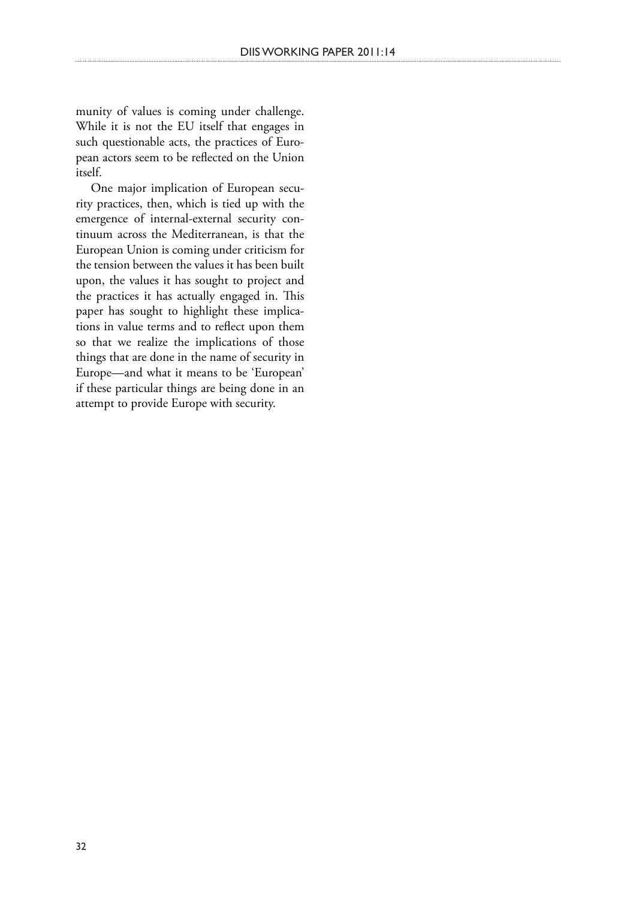munity of values is coming under challenge. While it is not the EU itself that engages in such questionable acts, the practices of European actors seem to be reflected on the Union itself.

One major implication of European security practices, then, which is tied up with the emergence of internal-external security continuum across the Mediterranean, is that the European Union is coming under criticism for the tension between the values it has been built upon, the values it has sought to project and the practices it has actually engaged in. This paper has sought to highlight these implications in value terms and to reflect upon them so that we realize the implications of those things that are done in the name of security in Europe—and what it means to be 'European' if these particular things are being done in an attempt to provide Europe with security.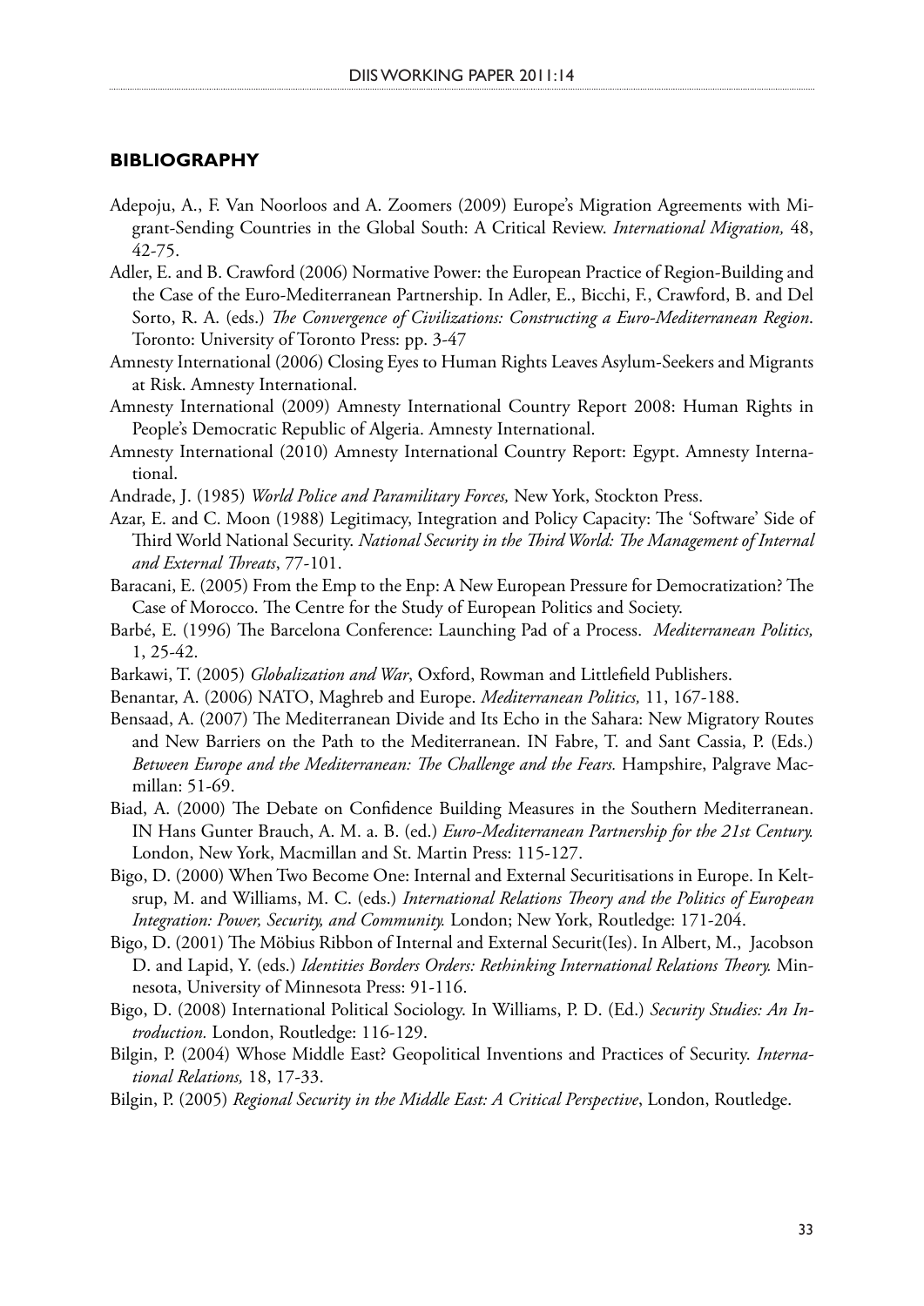## BIBLIOGRAPHY

Adepoju, A., F. Van Noorloos and A. Zoomers (2009) Europe's Migration Agreements with Migrant-Sending Countries in the Global South: A Critical Review. *International Migration,* 48, 42-75.

Adler, E. and B. Crawford (2006) Normative Power: the European Practice of Region-Building and the Case of the Euro-Mediterranean Partnership. In Adler, E., Bicchi, F., Crawford, B. and Del Sorto, R. A. (eds.) *The Convergence of Civilizations: Constructing a Euro-Mediterranean Region*. Toronto: University of Toronto Press: pp. 3-47

Amnesty International (2006) Closing Eyes to Human Rights Leaves Asylum-Seekers and Migrants at Risk. Amnesty International.

Amnesty International (2009) Amnesty International Country Report 2008: Human Rights in People's Democratic Republic of Algeria. Amnesty International.

Amnesty International (2010) Amnesty International Country Report: Egypt. Amnesty International.

Andrade, J. (1985) *World Police and Paramilitary Forces,* New York, Stockton Press.

Azar, E. and C. Moon (1988) Legitimacy, Integration and Policy Capacity: The 'Software' Side of Third World National Security. *National Security in the Third World: The Management of Internal and External Threats*, 77-101.

Baracani, E. (2005) From the Emp to the Enp: A New European Pressure for Democratization? The Case of Morocco. The Centre for the Study of European Politics and Society.

Barbé, E. (1996) The Barcelona Conference: Launching Pad of a Process. *Mediterranean Politics,* 1, 25-42.

Barkawi, T. (2005) *Globalization and War*, Oxford, Rowman and Littlefield Publishers.

Benantar, A. (2006) NATO, Maghreb and Europe. *Mediterranean Politics,* 11, 167-188.

Bensaad, A. (2007) The Mediterranean Divide and Its Echo in the Sahara: New Migratory Routes and New Barriers on the Path to the Mediterranean. IN Fabre, T. and Sant Cassia, P. (Eds.) *Between Europe and the Mediterranean: The Challenge and the Fears.* Hampshire, Palgrave Macmillan: 51-69.

Biad, A. (2000) The Debate on Confidence Building Measures in the Southern Mediterranean. IN Hans Gunter Brauch, A. M. a. B. (ed.) *Euro-Mediterranean Partnership for the 21st Century.* London, New York, Macmillan and St. Martin Press: 115-127.

Bigo, D. (2000) When Two Become One: Internal and External Securitisations in Europe. In Keltsrup, M. and Williams, M. C. (eds.) *International Relations Theory and the Politics of European Integration: Power, Security, and Community.* London; New York, Routledge: 171-204.

Bigo, D. (2001) The Möbius Ribbon of Internal and External Securit(Ies). In Albert, M., Jacobson D. and Lapid, Y. (eds.) *Identities Borders Orders: Rethinking International Relations Theory.* Minnesota, University of Minnesota Press: 91-116.

Bigo, D. (2008) International Political Sociology. In Williams, P. D. (Ed.) *Security Studies: An Introduction.* London, Routledge: 116-129.

Bilgin, P. (2004) Whose Middle East? Geopolitical Inventions and Practices of Security. *International Relations,* 18, 17-33.

Bilgin, P. (2005) *Regional Security in the Middle East: A Critical Perspective*, London, Routledge.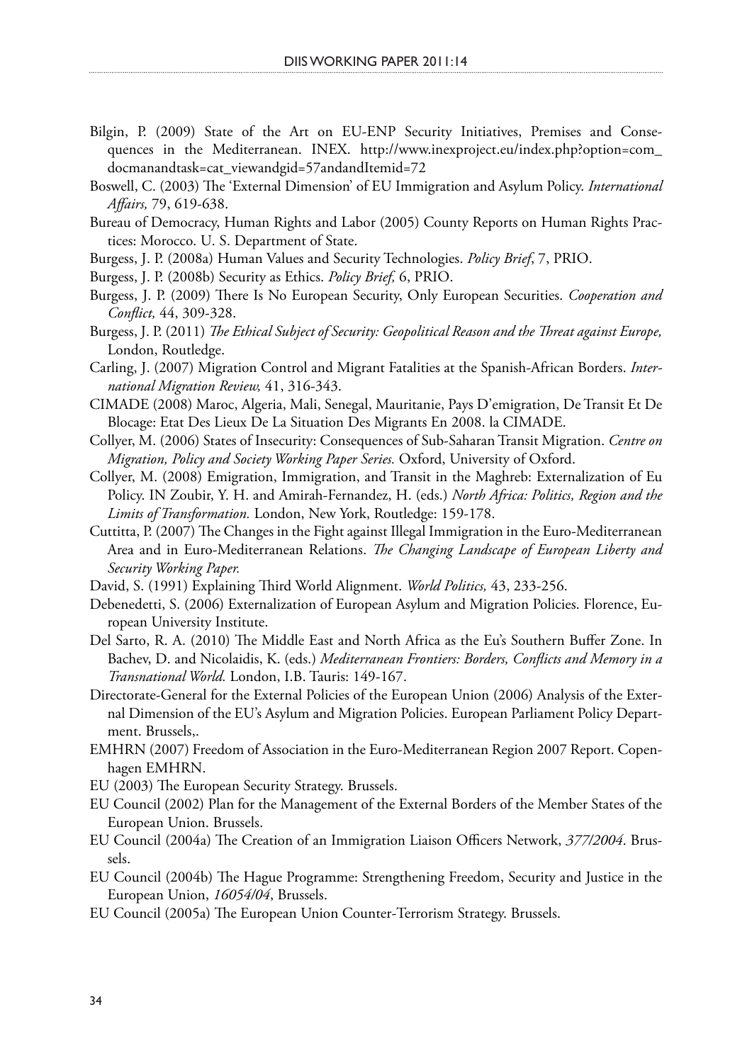Bilgin, P. (2009) State of the Art on EU-ENP Security Initiatives, Premises and Consequences in the Mediterranean. INEX. http://www.inexproject.eu/index.php?option=com_docmanandtask=cat_viewandgid=57andandItemid=72

Boswell, C. (2003) The 'External Dimension' of EU Immigration and Asylum Policy. *International Affairs,* 79, 619-638.

Bureau of Democracy, Human Rights and Labor (2005) County Reports on Human Rights Practices: Morocco. U. S. Department of State.

Burgess, J. P. (2008a) Human Values and Security Technologies. *Policy Brief*, 7, PRIO.

Burgess, J. P. (2008b) Security as Ethics. *Policy Brief,* 6, PRIO.

Burgess, J. P. (2009) There Is No European Security, Only European Securities. *Cooperation and Conflict,* 44, 309-328.

Burgess, J. P. (2011) *The Ethical Subject of Security: Geopolitical Reason and the Threat against Europe,* London, Routledge.

Carling, J. (2007) Migration Control and Migrant Fatalities at the Spanish-African Borders. *International Migration Review,* 41, 316-343.

CIMADE (2008) Maroc, Algeria, Mali, Senegal, Mauritanie, Pays D'emigration, De Transit Et De Blocage: Etat Des Lieux De La Situation Des Migrants En 2008. la CIMADE.

Collyer, M. (2006) States of Insecurity: Consequences of Sub-Saharan Transit Migration. *Centre on Migration, Policy and Society Working Paper Series.* Oxford, University of Oxford.

Collyer, M. (2008) Emigration, Immigration, and Transit in the Maghreb: Externalization of Eu Policy. IN Zoubir, Y. H. and Amirah-Fernandez, H. (eds.) *North Africa: Politics, Region and the Limits of Transformation.* London, New York, Routledge: 159-178.

Cuttitta, P. (2007) The Changes in the Fight against Illegal Immigration in the Euro-Mediterranean Area and in Euro-Mediterranean Relations. *The Changing Landscape of European Liberty and Security Working Paper.*

David, S. (1991) Explaining Third World Alignment. *World Politics,* 43, 233-256.

Debenedetti, S. (2006) Externalization of European Asylum and Migration Policies. Florence, European University Institute.

Del Sarto, R. A. (2010) The Middle East and North Africa as the Eu's Southern Buffer Zone. In Bachev, D. and Nicolaidis, K. (eds.) *Mediterranean Frontiers: Borders, Conflicts and Memory in a Transnational World.* London, I.B. Tauris: 149-167.

Directorate-General for the External Policies of the European Union (2006) Analysis of the External Dimension of the EU's Asylum and Migration Policies. European Parliament Policy Department. Brussels,.

EMHRN (2007) Freedom of Association in the Euro-Mediterranean Region 2007 Report. Copenhagen EMHRN.

EU (2003) The European Security Strategy. Brussels.

EU Council (2002) Plan for the Management of the External Borders of the Member States of the European Union. Brussels.

EU Council (2004a) The Creation of an Immigration Liaison Officers Network, *377/2004*. Brussels.

EU Council (2004b) The Hague Programme: Strengthening Freedom, Security and Justice in the European Union, *16054/04*, Brussels.

EU Council (2005a) The European Union Counter-Terrorism Strategy. Brussels.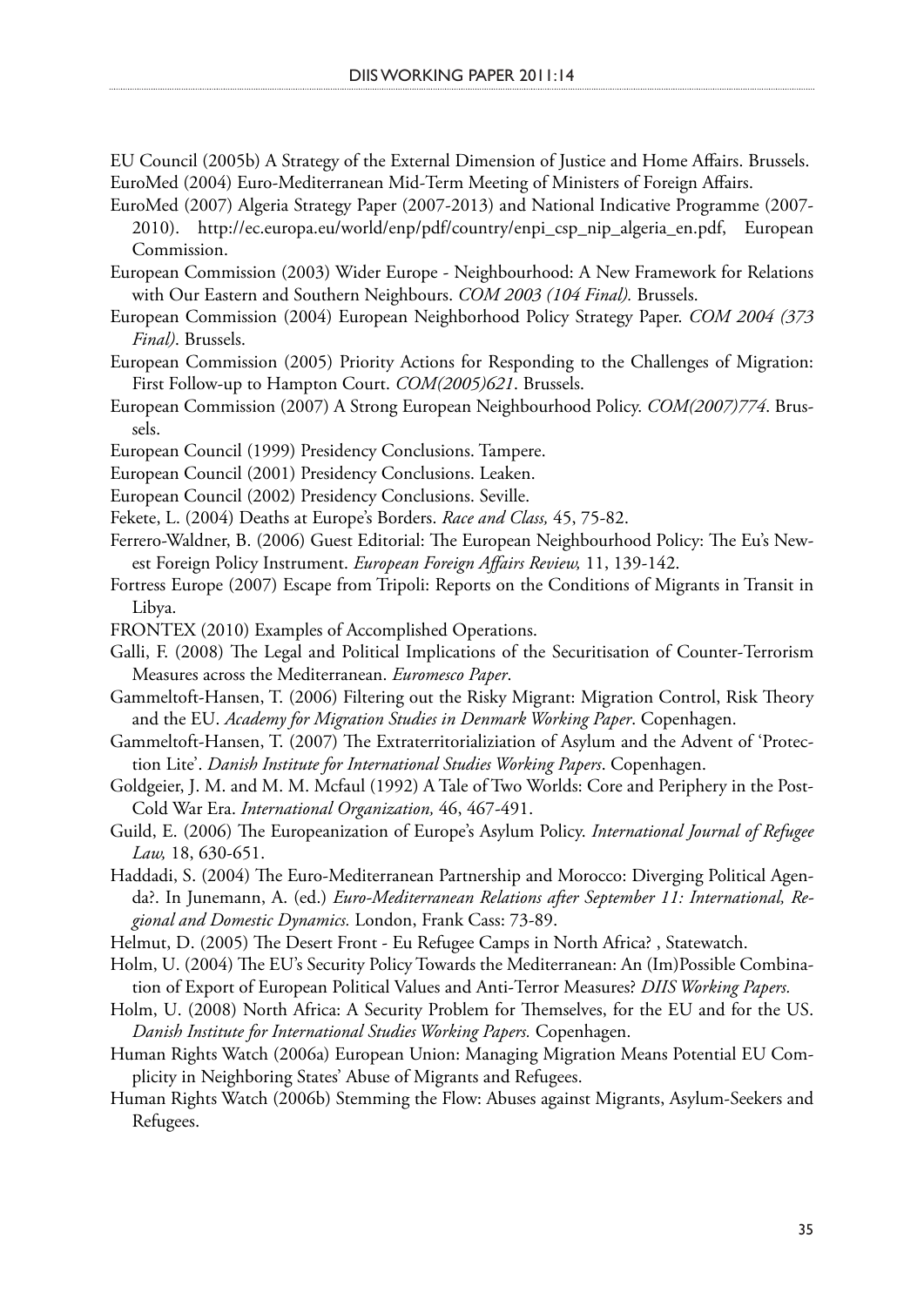EU Council (2005b) A Strategy of the External Dimension of Justice and Home Affairs. Brussels.

EuroMed (2004) Euro-Mediterranean Mid-Term Meeting of Ministers of Foreign Affairs.

EuroMed (2007) Algeria Strategy Paper (2007-2013) and National Indicative Programme (2007-2010). http://ec.europa.eu/world/enp/pdf/country/enpi_csp_nip_algeria_en.pdf, European Commission.

European Commission (2003) Wider Europe - Neighbourhood: A New Framework for Relations with Our Eastern and Southern Neighbours. *COM 2003 (104 Final).* Brussels.

European Commission (2004) European Neighborhood Policy Strategy Paper. *COM 2004 (373 Final)*. Brussels.

European Commission (2005) Priority Actions for Responding to the Challenges of Migration: First Follow-up to Hampton Court. *COM(2005)621*. Brussels.

European Commission (2007) A Strong European Neighbourhood Policy. *COM(2007)774*. Brussels.

European Council (1999) Presidency Conclusions. Tampere.

European Council (2001) Presidency Conclusions. Leaken.

European Council (2002) Presidency Conclusions. Seville.

Fekete, L. (2004) Deaths at Europe's Borders. *Race and Class,* 45, 75-82.

Ferrero-Waldner, B. (2006) Guest Editorial: The European Neighbourhood Policy: The Eu's Newest Foreign Policy Instrument. *European Foreign Affairs Review,* 11, 139-142.

Fortress Europe (2007) Escape from Tripoli: Reports on the Conditions of Migrants in Transit in Libya.

FRONTEX (2010) Examples of Accomplished Operations.

Galli, F. (2008) The Legal and Political Implications of the Securitisation of Counter-Terrorism Measures across the Mediterranean. *Euromesco Paper*.

Gammeltoft-Hansen, T. (2006) Filtering out the Risky Migrant: Migration Control, Risk Theory and the EU. *Academy for Migration Studies in Denmark Working Paper*. Copenhagen.

Gammeltoft-Hansen, T. (2007) The Extraterritorializiation of Asylum and the Advent of 'Protection Lite'. *Danish Institute for International Studies Working Papers*. Copenhagen.

Goldgeier, J. M. and M. M. Mcfaul (1992) A Tale of Two Worlds: Core and Periphery in the Post-Cold War Era. *International Organization,* 46, 467-491.

Guild, E. (2006) The Europeanization of Europe's Asylum Policy. *International Journal of Refugee Law,* 18, 630-651.

Haddadi, S. (2004) The Euro-Mediterranean Partnership and Morocco: Diverging Political Agenda?. In Junemann, A. (ed.) *Euro-Mediterranean Relations after September 11: International, Regional and Domestic Dynamics.* London, Frank Cass: 73-89.

Helmut, D. (2005) The Desert Front - Eu Refugee Camps in North Africa? , Statewatch.

Holm, U. (2004) The EU's Security Policy Towards the Mediterranean: An (Im)Possible Combination of Export of European Political Values and Anti-Terror Measures? *DIIS Working Papers.*

Holm, U. (2008) North Africa: A Security Problem for Themselves, for the EU and for the US. *Danish Institute for International Studies Working Papers.* Copenhagen.

Human Rights Watch (2006a) European Union: Managing Migration Means Potential EU Complicity in Neighboring States' Abuse of Migrants and Refugees.

Human Rights Watch (2006b) Stemming the Flow: Abuses against Migrants, Asylum-Seekers and Refugees.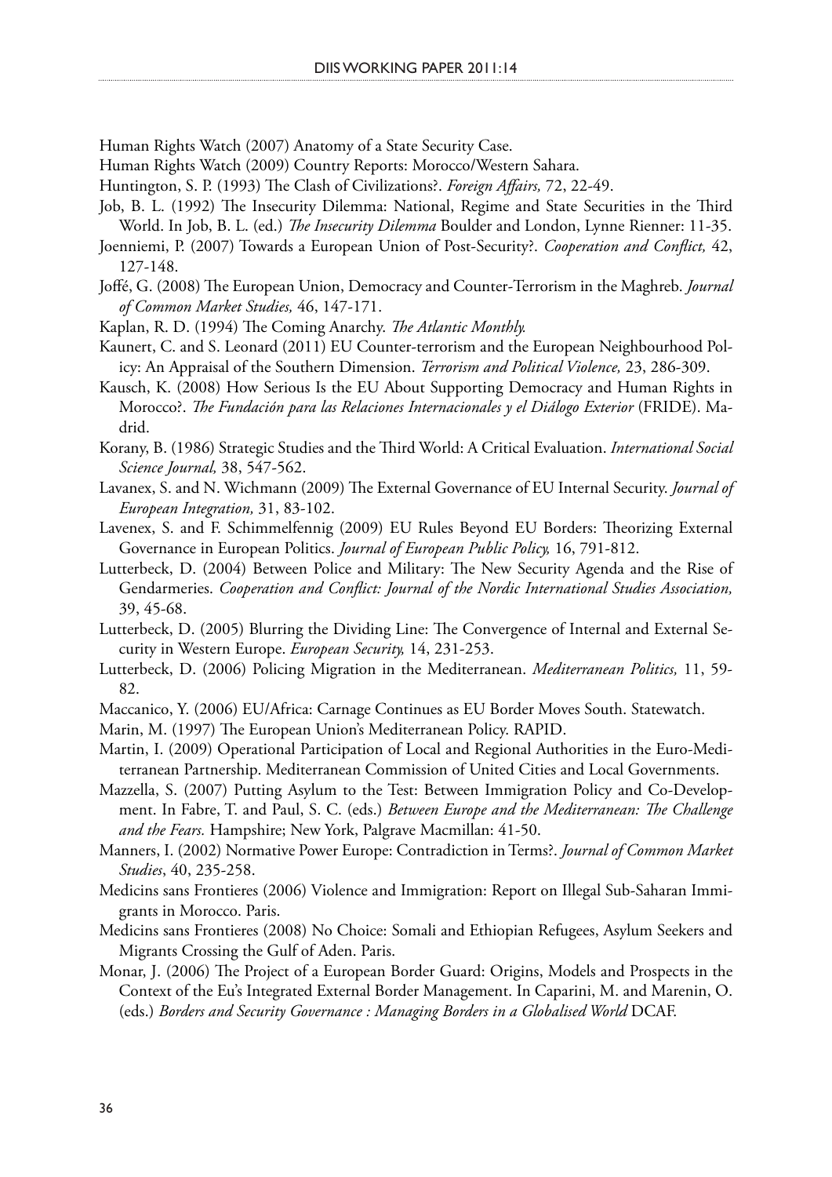Human Rights Watch (2007) Anatomy of a State Security Case.

Human Rights Watch (2009) Country Reports: Morocco/Western Sahara.

Huntington, S. P. (1993) The Clash of Civilizations?. *Foreign Affairs,* 72, 22-49.

Job, B. L. (1992) The Insecurity Dilemma: National, Regime and State Securities in the Third World. In Job, B. L. (ed.) *The Insecurity Dilemma* Boulder and London, Lynne Rienner: 11-35.

Joenniemi, P. (2007) Towards a European Union of Post-Security?. *Cooperation and Conflict,* 42, 127-148.

Joffé, G. (2008) The European Union, Democracy and Counter-Terrorism in the Maghreb. *Journal of Common Market Studies,* 46, 147-171.

Kaplan, R. D. (1994) The Coming Anarchy. *The Atlantic Monthly.*

Kaunert, C. and S. Leonard (2011) EU Counter-terrorism and the European Neighbourhood Policy: An Appraisal of the Southern Dimension. *Terrorism and Political Violence,* 23, 286-309.

Kausch, K. (2008) How Serious Is the EU About Supporting Democracy and Human Rights in Morocco?. *The Fundación para las Relaciones Internacionales y el Diálogo Exterior* (FRIDE). Madrid.

Korany, B. (1986) Strategic Studies and the Third World: A Critical Evaluation. *International Social Science Journal,* 38, 547-562.

Lavanex, S. and N. Wichmann (2009) The External Governance of EU Internal Security. *Journal of European Integration,* 31, 83-102.

Lavenex, S. and F. Schimmelfennig (2009) EU Rules Beyond EU Borders: Theorizing External Governance in European Politics. *Journal of European Public Policy,* 16, 791-812.

Lutterbeck, D. (2004) Between Police and Military: The New Security Agenda and the Rise of Gendarmeries. *Cooperation and Conflict: Journal of the Nordic International Studies Association,* 39, 45-68.

Lutterbeck, D. (2005) Blurring the Dividing Line: The Convergence of Internal and External Security in Western Europe. *European Security,* 14, 231-253.

Lutterbeck, D. (2006) Policing Migration in the Mediterranean. *Mediterranean Politics,* 11, 59-82.

Maccanico, Y. (2006) EU/Africa: Carnage Continues as EU Border Moves South. Statewatch.

Marin, M. (1997) The European Union's Mediterranean Policy. RAPID.

Martin, I. (2009) Operational Participation of Local and Regional Authorities in the Euro-Mediterranean Partnership. Mediterranean Commission of United Cities and Local Governments.

Mazzella, S. (2007) Putting Asylum to the Test: Between Immigration Policy and Co-Development. In Fabre, T. and Paul, S. C. (eds.) *Between Europe and the Mediterranean: The Challenge and the Fears.* Hampshire; New York, Palgrave Macmillan: 41-50.

Manners, I. (2002) Normative Power Europe: Contradiction in Terms?. *Journal of Common Market Studies*, 40, 235-258.

Medicins sans Frontieres (2006) Violence and Immigration: Report on Illegal Sub-Saharan Immigrants in Morocco. Paris.

Medicins sans Frontieres (2008) No Choice: Somali and Ethiopian Refugees, Asylum Seekers and Migrants Crossing the Gulf of Aden. Paris.

Monar, J. (2006) The Project of a European Border Guard: Origins, Models and Prospects in the Context of the Eu's Integrated External Border Management. In Caparini, M. and Marenin, O. (eds.) *Borders and Security Governance : Managing Borders in a Globalised World* DCAF.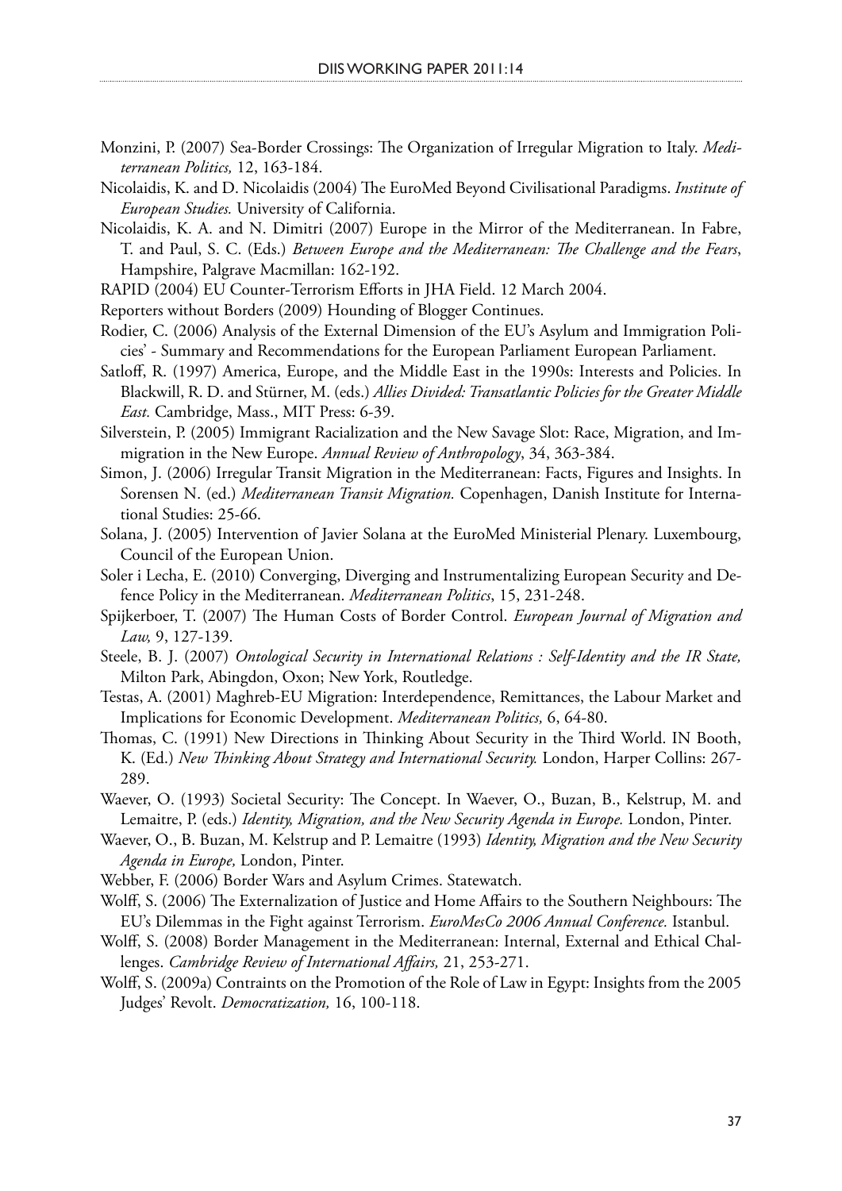Monzini, P. (2007) Sea-Border Crossings: The Organization of Irregular Migration to Italy. *Mediterranean Politics,* 12, 163-184.

Nicolaidis, K. and D. Nicolaidis (2004) The EuroMed Beyond Civilisational Paradigms. *Institute of European Studies.* University of California.

Nicolaidis, K. A. and N. Dimitri (2007) Europe in the Mirror of the Mediterranean. In Fabre, T. and Paul, S. C. (Eds.) *Between Europe and the Mediterranean: The Challenge and the Fears*, Hampshire, Palgrave Macmillan: 162-192.

RAPID (2004) EU Counter-Terrorism Efforts in JHA Field. 12 March 2004.

Reporters without Borders (2009) Hounding of Blogger Continues.

Rodier, C. (2006) Analysis of the External Dimension of the EU's Asylum and Immigration Policies' - Summary and Recommendations for the European Parliament European Parliament.

Satloff, R. (1997) America, Europe, and the Middle East in the 1990s: Interests and Policies. In Blackwill, R. D. and Stürner, M. (eds.) *Allies Divided: Transatlantic Policies for the Greater Middle East.* Cambridge, Mass., MIT Press: 6-39.

Silverstein, P. (2005) Immigrant Racialization and the New Savage Slot: Race, Migration, and Immigration in the New Europe. *Annual Review of Anthropology*, 34, 363-384.

Simon, J. (2006) Irregular Transit Migration in the Mediterranean: Facts, Figures and Insights. In Sorensen N. (ed.) *Mediterranean Transit Migration.* Copenhagen, Danish Institute for International Studies: 25-66.

Solana, J. (2005) Intervention of Javier Solana at the EuroMed Ministerial Plenary. Luxembourg, Council of the European Union.

Soler i Lecha, E. (2010) Converging, Diverging and Instrumentalizing European Security and Defence Policy in the Mediterranean. *Mediterranean Politics*, 15, 231-248.

Spijkerboer, T. (2007) The Human Costs of Border Control. *European Journal of Migration and Law,* 9, 127-139.

Steele, B. J. (2007) *Ontological Security in International Relations : Self-Identity and the IR State,* Milton Park, Abingdon, Oxon; New York, Routledge.

Testas, A. (2001) Maghreb-EU Migration: Interdependence, Remittances, the Labour Market and Implications for Economic Development. *Mediterranean Politics,* 6, 64-80.

Thomas, C. (1991) New Directions in Thinking About Security in the Third World. IN Booth, K. (Ed.) *New Thinking About Strategy and International Security.* London, Harper Collins: 267-289.

Waever, O. (1993) Societal Security: The Concept. In Waever, O., Buzan, B., Kelstrup, M. and Lemaitre, P. (eds.) *Identity, Migration, and the New Security Agenda in Europe.* London, Pinter.

Waever, O., B. Buzan, M. Kelstrup and P. Lemaitre (1993) *Identity, Migration and the New Security Agenda in Europe,* London, Pinter.

Webber, F. (2006) Border Wars and Asylum Crimes. Statewatch.

Wolff, S. (2006) The Externalization of Justice and Home Affairs to the Southern Neighbours: The EU's Dilemmas in the Fight against Terrorism. *EuroMesCo 2006 Annual Conference.* Istanbul.

Wolff, S. (2008) Border Management in the Mediterranean: Internal, External and Ethical Challenges. *Cambridge Review of International Affairs,* 21, 253-271.

Wolff, S. (2009a) Contraints on the Promotion of the Role of Law in Egypt: Insights from the 2005 Judges' Revolt. *Democratization,* 16, 100-118.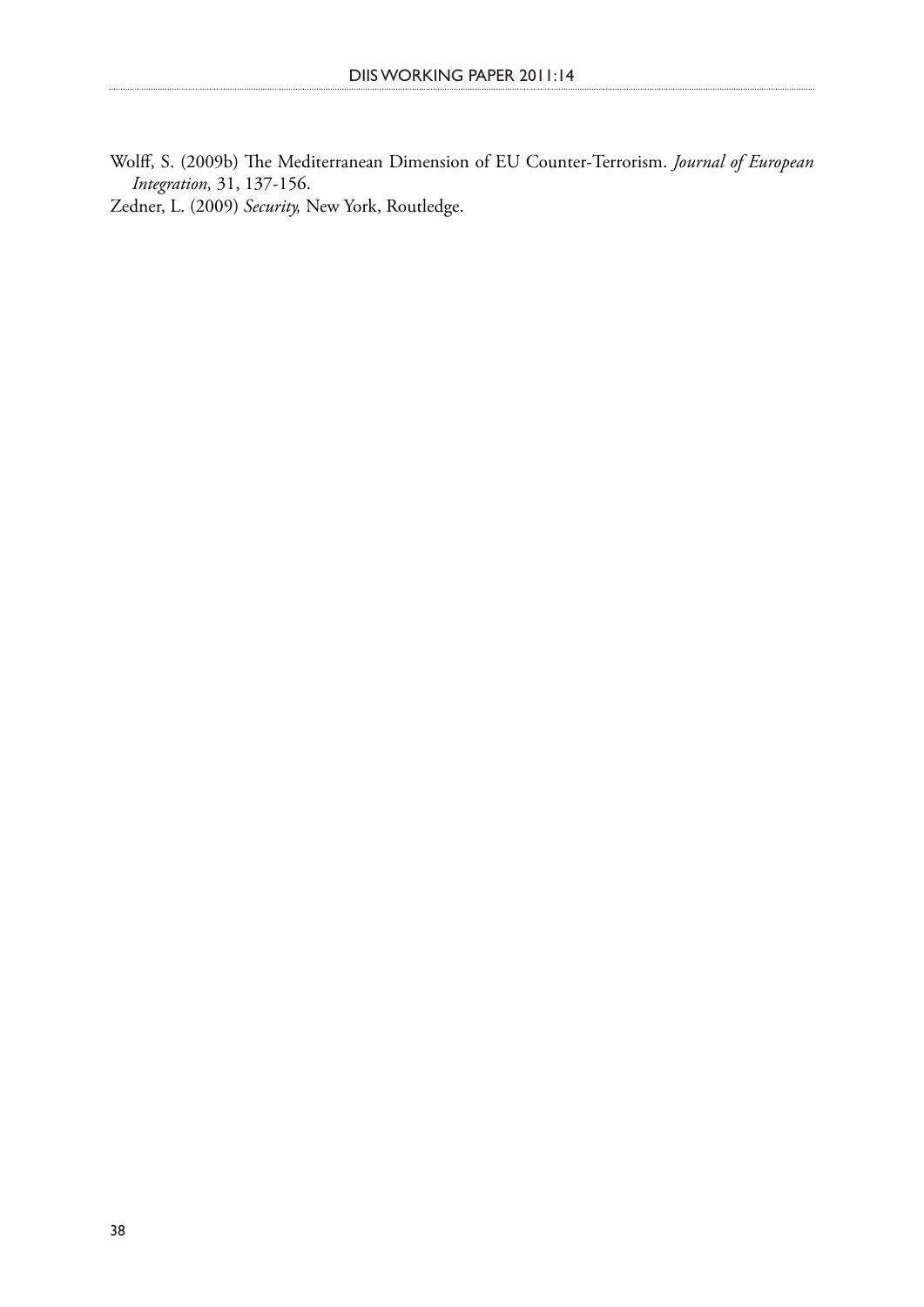Wolff, S. (2009b) The Mediterranean Dimension of EU Counter-Terrorism. *Journal of European Integration,* 31, 137-156.

Zedner, L. (2009) *Security,* New York, Routledge.